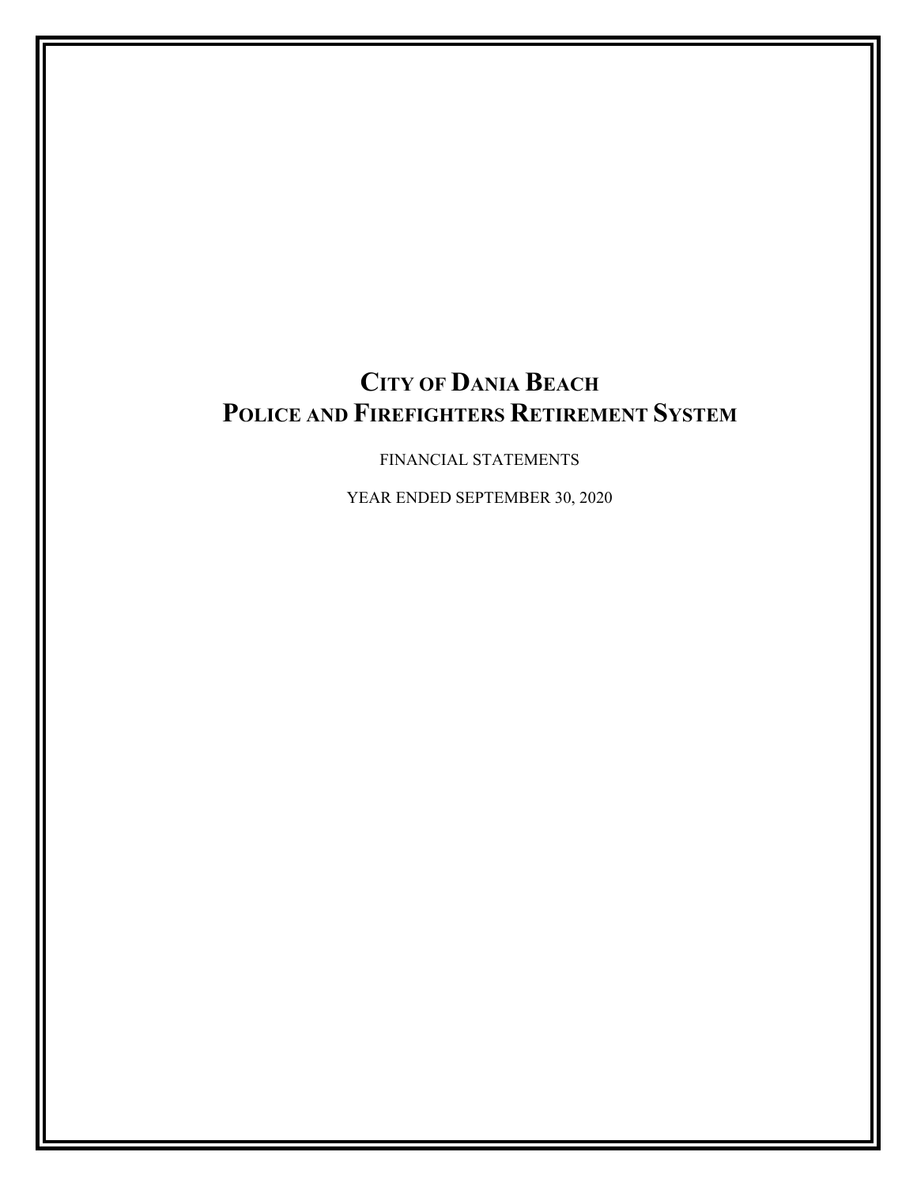# City of Dania Beach
# Police and Firefighters Retirement System

FINANCIAL STATEMENTS

YEAR ENDED SEPTEMBER 30, 2020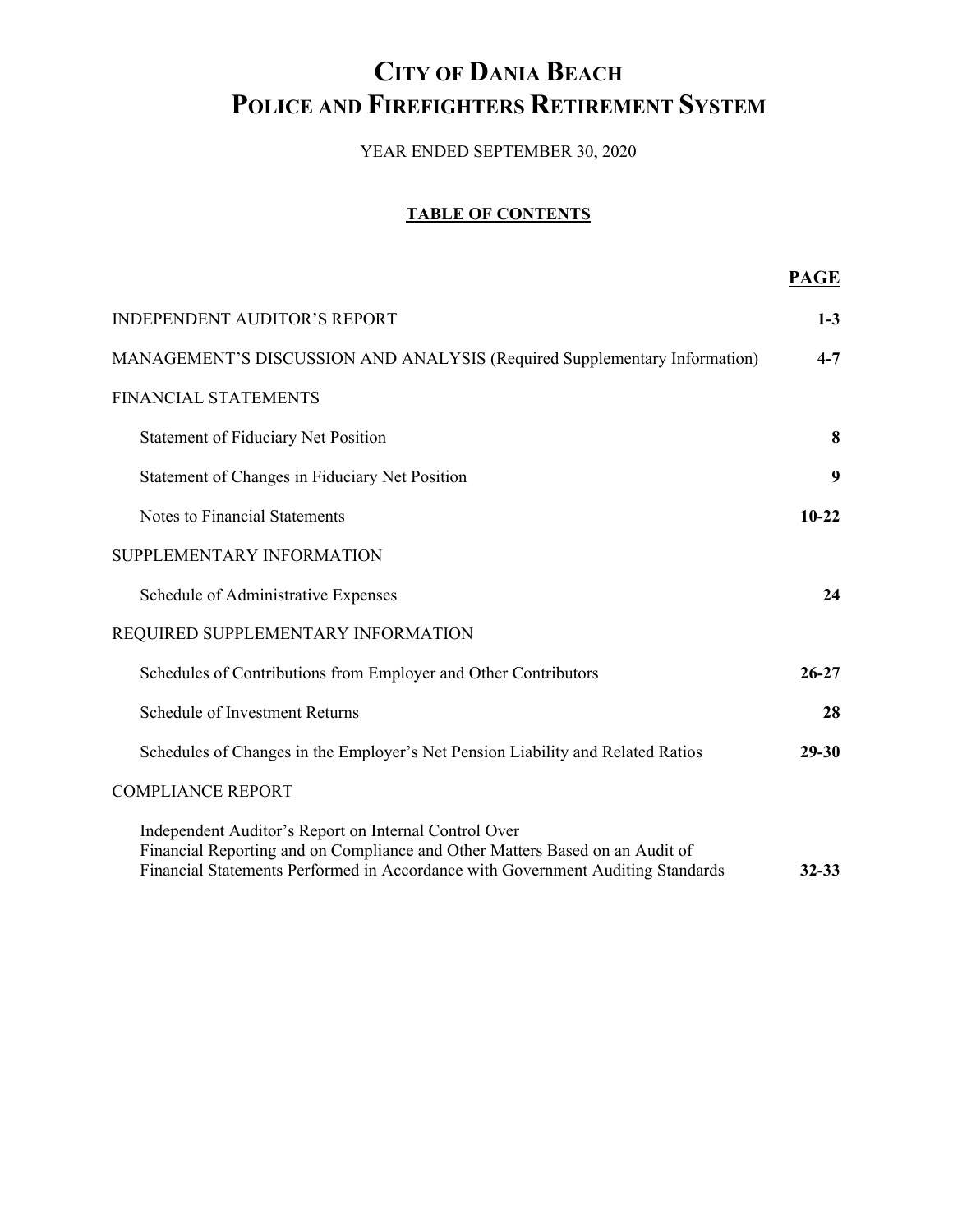# City of Dania Beach
# Police and Firefighters Retirement System

YEAR ENDED SEPTEMBER 30, 2020

## TABLE OF CONTENTS

| | PAGE |
|---|---|
| INDEPENDENT AUDITOR'S REPORT | 1-3 |
| MANAGEMENT'S DISCUSSION AND ANALYSIS (Required Supplementary Information) | 4-7 |
| FINANCIAL STATEMENTS | |
| Statement of Fiduciary Net Position | 8 |
| Statement of Changes in Fiduciary Net Position | 9 |
| Notes to Financial Statements | 10-22 |
| SUPPLEMENTARY INFORMATION | |
| Schedule of Administrative Expenses | 24 |
| REQUIRED SUPPLEMENTARY INFORMATION | |
| Schedules of Contributions from Employer and Other Contributors | 26-27 |
| Schedule of Investment Returns | 28 |
| Schedules of Changes in the Employer's Net Pension Liability and Related Ratios | 29-30 |
| COMPLIANCE REPORT | |
| Independent Auditor's Report on Internal Control Over Financial Reporting and on Compliance and Other Matters Based on an Audit of Financial Statements Performed in Accordance with Government Auditing Standards | 32-33 |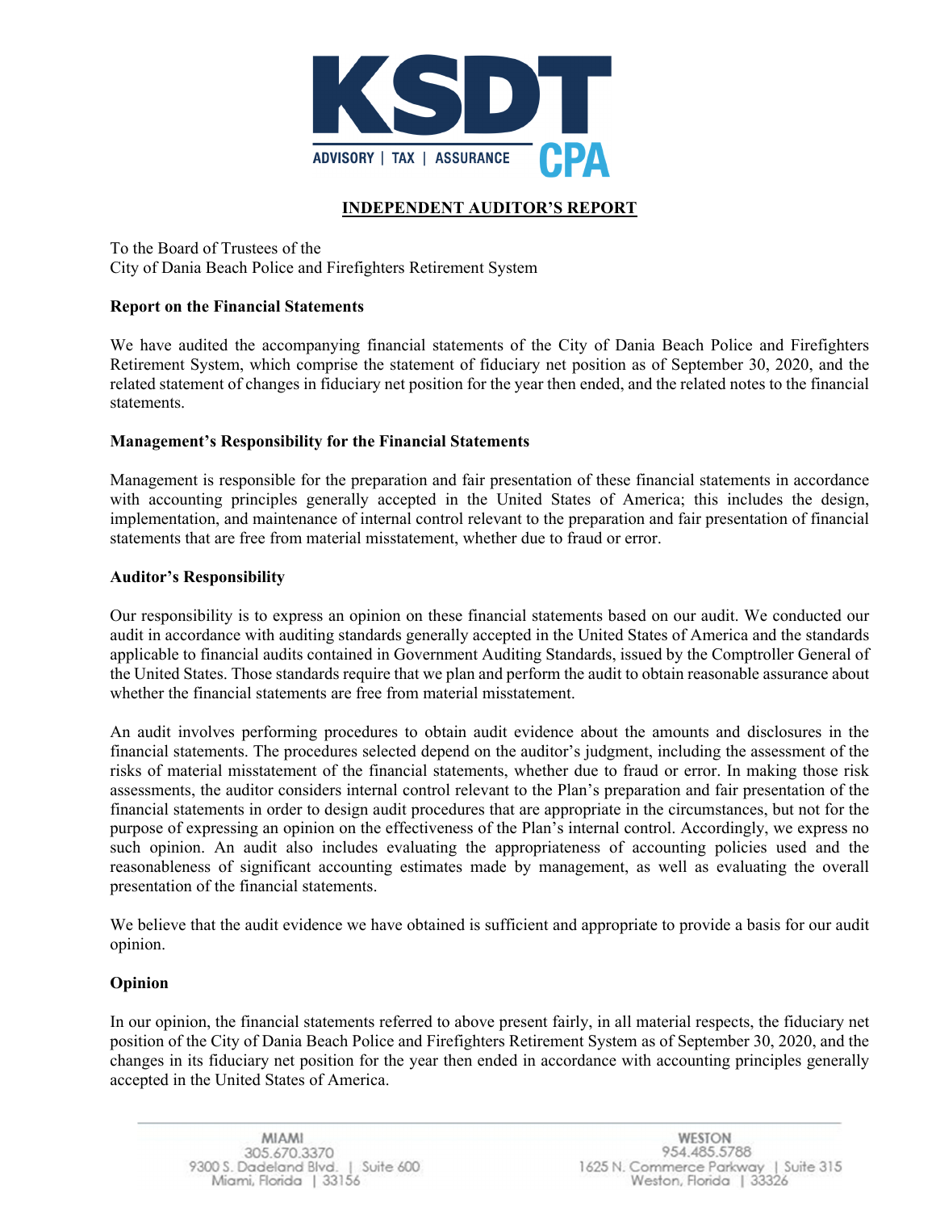# INDEPENDENT AUDITOR'S REPORT

To the Board of Trustees of the
City of Dania Beach Police and Firefighters Retirement System

**Report on the Financial Statements**

We have audited the accompanying financial statements of the City of Dania Beach Police and Firefighters Retirement System, which comprise the statement of fiduciary net position as of September 30, 2020, and the related statement of changes in fiduciary net position for the year then ended, and the related notes to the financial statements.

**Management's Responsibility for the Financial Statements**

Management is responsible for the preparation and fair presentation of these financial statements in accordance with accounting principles generally accepted in the United States of America; this includes the design, implementation, and maintenance of internal control relevant to the preparation and fair presentation of financial statements that are free from material misstatement, whether due to fraud or error.

**Auditor's Responsibility**

Our responsibility is to express an opinion on these financial statements based on our audit. We conducted our audit in accordance with auditing standards generally accepted in the United States of America and the standards applicable to financial audits contained in Government Auditing Standards, issued by the Comptroller General of the United States. Those standards require that we plan and perform the audit to obtain reasonable assurance about whether the financial statements are free from material misstatement.

An audit involves performing procedures to obtain audit evidence about the amounts and disclosures in the financial statements. The procedures selected depend on the auditor's judgment, including the assessment of the risks of material misstatement of the financial statements, whether due to fraud or error. In making those risk assessments, the auditor considers internal control relevant to the Plan's preparation and fair presentation of the financial statements in order to design audit procedures that are appropriate in the circumstances, but not for the purpose of expressing an opinion on the effectiveness of the Plan's internal control. Accordingly, we express no such opinion. An audit also includes evaluating the appropriateness of accounting policies used and the reasonableness of significant accounting estimates made by management, as well as evaluating the overall presentation of the financial statements.

We believe that the audit evidence we have obtained is sufficient and appropriate to provide a basis for our audit opinion.

**Opinion**

In our opinion, the financial statements referred to above present fairly, in all material respects, the fiduciary net position of the City of Dania Beach Police and Firefighters Retirement System as of September 30, 2020, and the changes in its fiduciary net position for the year then ended in accordance with accounting principles generally accepted in the United States of America.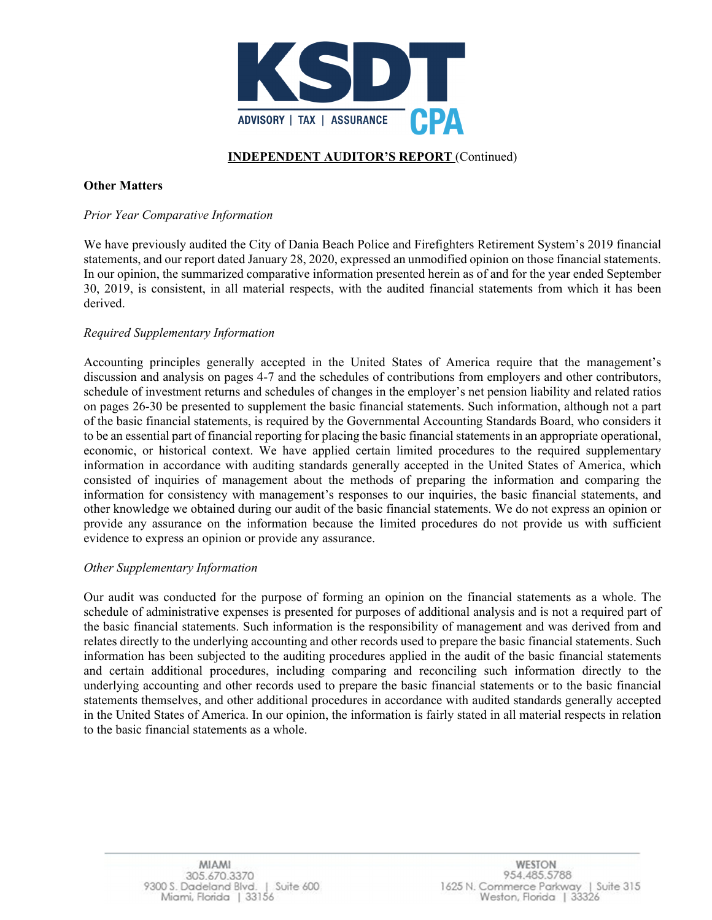## INDEPENDENT AUDITOR'S REPORT (Continued)

**Other Matters**

*Prior Year Comparative Information*

We have previously audited the City of Dania Beach Police and Firefighters Retirement System's 2019 financial statements, and our report dated January 28, 2020, expressed an unmodified opinion on those financial statements. In our opinion, the summarized comparative information presented herein as of and for the year ended September 30, 2019, is consistent, in all material respects, with the audited financial statements from which it has been derived.

*Required Supplementary Information*

Accounting principles generally accepted in the United States of America require that the management's discussion and analysis on pages 4-7 and the schedules of contributions from employers and other contributors, schedule of investment returns and schedules of changes in the employer's net pension liability and related ratios on pages 26-30 be presented to supplement the basic financial statements. Such information, although not a part of the basic financial statements, is required by the Governmental Accounting Standards Board, who considers it to be an essential part of financial reporting for placing the basic financial statements in an appropriate operational, economic, or historical context. We have applied certain limited procedures to the required supplementary information in accordance with auditing standards generally accepted in the United States of America, which consisted of inquiries of management about the methods of preparing the information and comparing the information for consistency with management's responses to our inquiries, the basic financial statements, and other knowledge we obtained during our audit of the basic financial statements. We do not express an opinion or provide any assurance on the information because the limited procedures do not provide us with sufficient evidence to express an opinion or provide any assurance.

*Other Supplementary Information*

Our audit was conducted for the purpose of forming an opinion on the financial statements as a whole. The schedule of administrative expenses is presented for purposes of additional analysis and is not a required part of the basic financial statements. Such information is the responsibility of management and was derived from and relates directly to the underlying accounting and other records used to prepare the basic financial statements. Such information has been subjected to the auditing procedures applied in the audit of the basic financial statements and certain additional procedures, including comparing and reconciling such information directly to the underlying accounting and other records used to prepare the basic financial statements or to the basic financial statements themselves, and other additional procedures in accordance with audited standards generally accepted in the United States of America. In our opinion, the information is fairly stated in all material respects in relation to the basic financial statements as a whole.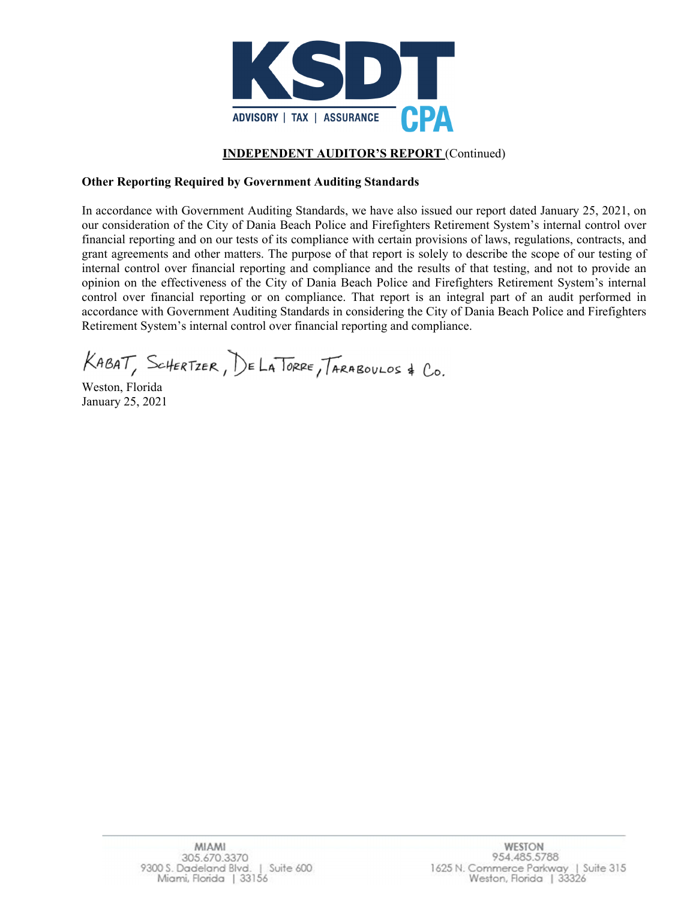**INDEPENDENT AUDITOR'S REPORT** (Continued)

**Other Reporting Required by Government Auditing Standards**

In accordance with Government Auditing Standards, we have also issued our report dated January 25, 2021, on our consideration of the City of Dania Beach Police and Firefighters Retirement System's internal control over financial reporting and on our tests of its compliance with certain provisions of laws, regulations, contracts, and grant agreements and other matters. The purpose of that report is solely to describe the scope of our testing of internal control over financial reporting and compliance and the results of that testing, and not to provide an opinion on the effectiveness of the City of Dania Beach Police and Firefighters Retirement System's internal control over financial reporting or on compliance. That report is an integral part of an audit performed in accordance with Government Auditing Standards in considering the City of Dania Beach Police and Firefighters Retirement System's internal control over financial reporting and compliance.

Kabat, Schertzer, De La Torre, Taraboulos & Co.

Weston, Florida
January 25, 2021

MIAMI
305.670.3370
9300 S. Dadeland Blvd. | Suite 600
Miami, Florida | 33156

WESTON
954.485.5788
1625 N. Commerce Parkway | Suite 315
Weston, Florida | 33326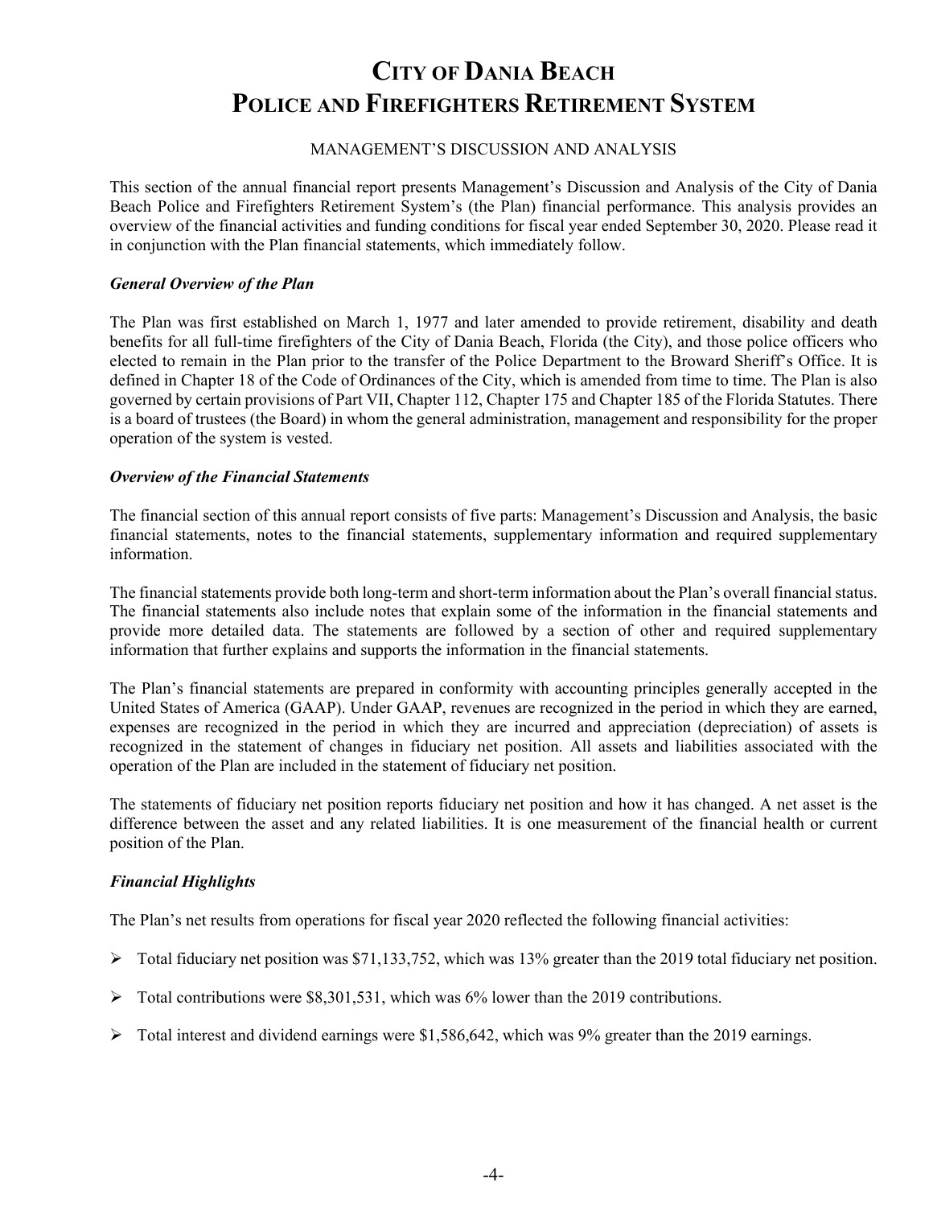# City of Dania Beach
# Police and Firefighters Retirement System

MANAGEMENT'S DISCUSSION AND ANALYSIS

This section of the annual financial report presents Management's Discussion and Analysis of the City of Dania Beach Police and Firefighters Retirement System's (the Plan) financial performance. This analysis provides an overview of the financial activities and funding conditions for fiscal year ended September 30, 2020. Please read it in conjunction with the Plan financial statements, which immediately follow.

### *General Overview of the Plan*

The Plan was first established on March 1, 1977 and later amended to provide retirement, disability and death benefits for all full-time firefighters of the City of Dania Beach, Florida (the City), and those police officers who elected to remain in the Plan prior to the transfer of the Police Department to the Broward Sheriff's Office. It is defined in Chapter 18 of the Code of Ordinances of the City, which is amended from time to time. The Plan is also governed by certain provisions of Part VII, Chapter 112, Chapter 175 and Chapter 185 of the Florida Statutes. There is a board of trustees (the Board) in whom the general administration, management and responsibility for the proper operation of the system is vested.

### *Overview of the Financial Statements*

The financial section of this annual report consists of five parts: Management's Discussion and Analysis, the basic financial statements, notes to the financial statements, supplementary information and required supplementary information.

The financial statements provide both long-term and short-term information about the Plan's overall financial status. The financial statements also include notes that explain some of the information in the financial statements and provide more detailed data. The statements are followed by a section of other and required supplementary information that further explains and supports the information in the financial statements.

The Plan's financial statements are prepared in conformity with accounting principles generally accepted in the United States of America (GAAP). Under GAAP, revenues are recognized in the period in which they are earned, expenses are recognized in the period in which they are incurred and appreciation (depreciation) of assets is recognized in the statement of changes in fiduciary net position. All assets and liabilities associated with the operation of the Plan are included in the statement of fiduciary net position.

The statements of fiduciary net position reports fiduciary net position and how it has changed. A net asset is the difference between the asset and any related liabilities. It is one measurement of the financial health or current position of the Plan.

### *Financial Highlights*

The Plan's net results from operations for fiscal year 2020 reflected the following financial activities:

- Total fiduciary net position was $71,133,752, which was 13% greater than the 2019 total fiduciary net position.
- Total contributions were $8,301,531, which was 6% lower than the 2019 contributions.
- Total interest and dividend earnings were $1,586,642, which was 9% greater than the 2019 earnings.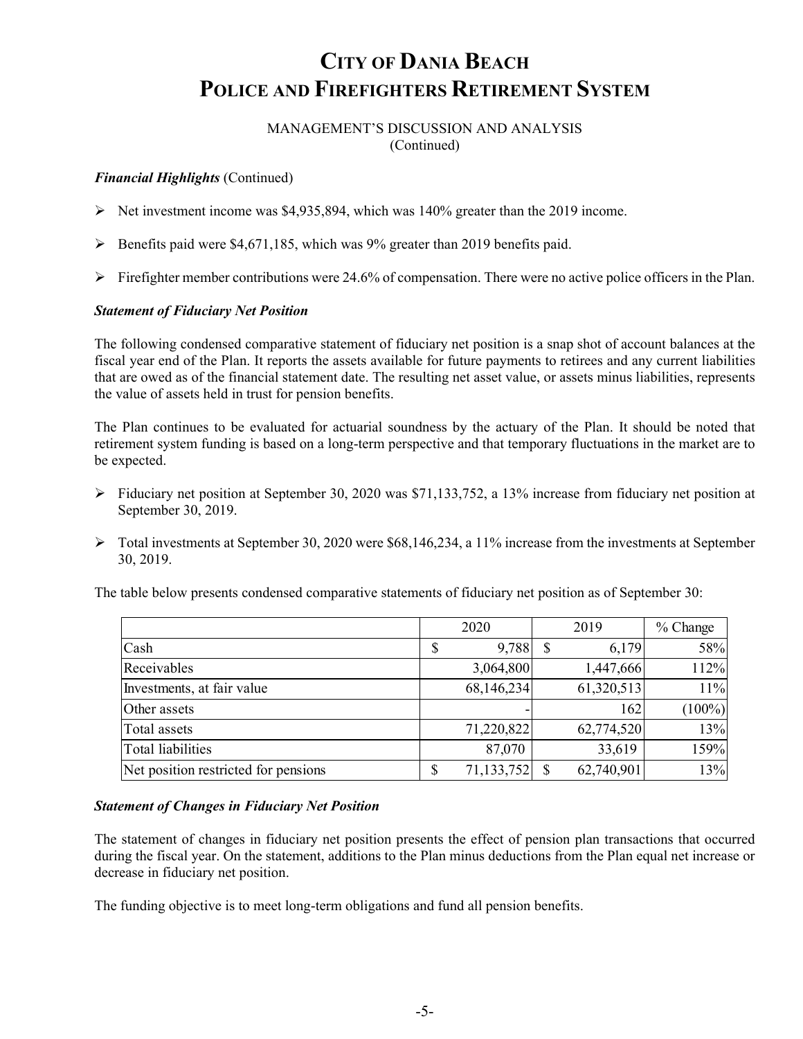# City of Dania Beach Police and Firefighters Retirement System

MANAGEMENT'S DISCUSSION AND ANALYSIS
(Continued)

***Financial Highlights*** (Continued)

- Net investment income was $4,935,894, which was 140% greater than the 2019 income.
- Benefits paid were $4,671,185, which was 9% greater than 2019 benefits paid.
- Firefighter member contributions were 24.6% of compensation. There were no active police officers in the Plan.

***Statement of Fiduciary Net Position***

The following condensed comparative statement of fiduciary net position is a snap shot of account balances at the fiscal year end of the Plan. It reports the assets available for future payments to retirees and any current liabilities that are owed as of the financial statement date. The resulting net asset value, or assets minus liabilities, represents the value of assets held in trust for pension benefits.

The Plan continues to be evaluated for actuarial soundness by the actuary of the Plan. It should be noted that retirement system funding is based on a long-term perspective and that temporary fluctuations in the market are to be expected.

- Fiduciary net position at September 30, 2020 was $71,133,752, a 13% increase from fiduciary net position at September 30, 2019.
- Total investments at September 30, 2020 were $68,146,234, a 11% increase from the investments at September 30, 2019.

The table below presents condensed comparative statements of fiduciary net position as of September 30:

| | 2020 | 2019 | % Change |
|---|---|---|---|
| Cash | $ 9,788 | $ 6,179 | 58% |
| Receivables | 3,064,800 | 1,447,666 | 112% |
| Investments, at fair value | 68,146,234 | 61,320,513 | 11% |
| Other assets | - | 162 | (100%) |
| Total assets | 71,220,822 | 62,774,520 | 13% |
| Total liabilities | 87,070 | 33,619 | 159% |
| Net position restricted for pensions | $ 71,133,752 | $ 62,740,901 | 13% |

***Statement of Changes in Fiduciary Net Position***

The statement of changes in fiduciary net position presents the effect of pension plan transactions that occurred during the fiscal year. On the statement, additions to the Plan minus deductions from the Plan equal net increase or decrease in fiduciary net position.

The funding objective is to meet long-term obligations and fund all pension benefits.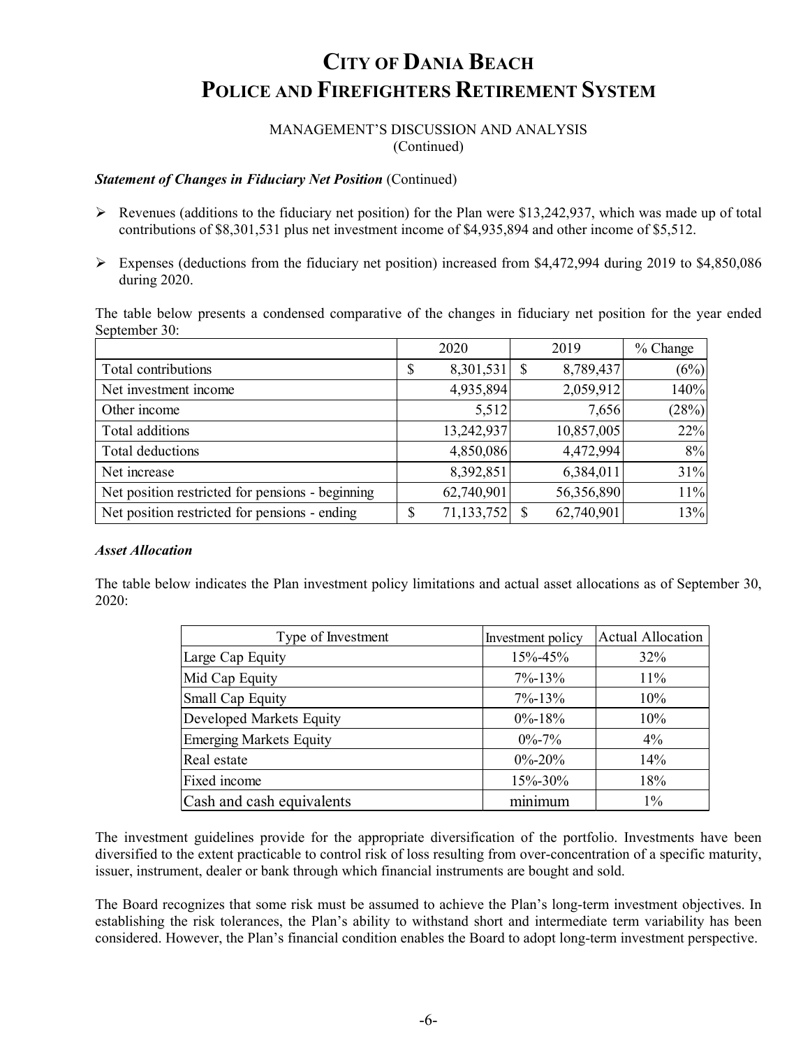# CITY OF DANIA BEACH
# POLICE AND FIREFIGHTERS RETIREMENT SYSTEM

MANAGEMENT'S DISCUSSION AND ANALYSIS
(Continued)

***Statement of Changes in Fiduciary Net Position*** (Continued)

- Revenues (additions to the fiduciary net position) for the Plan were $13,242,937, which was made up of total contributions of $8,301,531 plus net investment income of $4,935,894 and other income of $5,512.
- Expenses (deductions from the fiduciary net position) increased from $4,472,994 during 2019 to $4,850,086 during 2020.

The table below presents a condensed comparative of the changes in fiduciary net position for the year ended September 30:

| | 2020 | 2019 | % Change |
|---|---|---|---|
| Total contributions | $ 8,301,531 | $ 8,789,437 | (6%) |
| Net investment income | 4,935,894 | 2,059,912 | 140% |
| Other income | 5,512 | 7,656 | (28%) |
| Total additions | 13,242,937 | 10,857,005 | 22% |
| Total deductions | 4,850,086 | 4,472,994 | 8% |
| Net increase | 8,392,851 | 6,384,011 | 31% |
| Net position restricted for pensions - beginning | 62,740,901 | 56,356,890 | 11% |
| Net position restricted for pensions - ending | $ 71,133,752 | $ 62,740,901 | 13% |

***Asset Allocation***

The table below indicates the Plan investment policy limitations and actual asset allocations as of September 30, 2020:

| Type of Investment | Investment policy | Actual Allocation |
|---|---|---|
| Large Cap Equity | 15%-45% | 32% |
| Mid Cap Equity | 7%-13% | 11% |
| Small Cap Equity | 7%-13% | 10% |
| Developed Markets Equity | 0%-18% | 10% |
| Emerging Markets Equity | 0%-7% | 4% |
| Real estate | 0%-20% | 14% |
| Fixed income | 15%-30% | 18% |
| Cash and cash equivalents | minimum | 1% |

The investment guidelines provide for the appropriate diversification of the portfolio. Investments have been diversified to the extent practicable to control risk of loss resulting from over-concentration of a specific maturity, issuer, instrument, dealer or bank through which financial instruments are bought and sold.

The Board recognizes that some risk must be assumed to achieve the Plan's long-term investment objectives. In establishing the risk tolerances, the Plan's ability to withstand short and intermediate term variability has been considered. However, the Plan's financial condition enables the Board to adopt long-term investment perspective.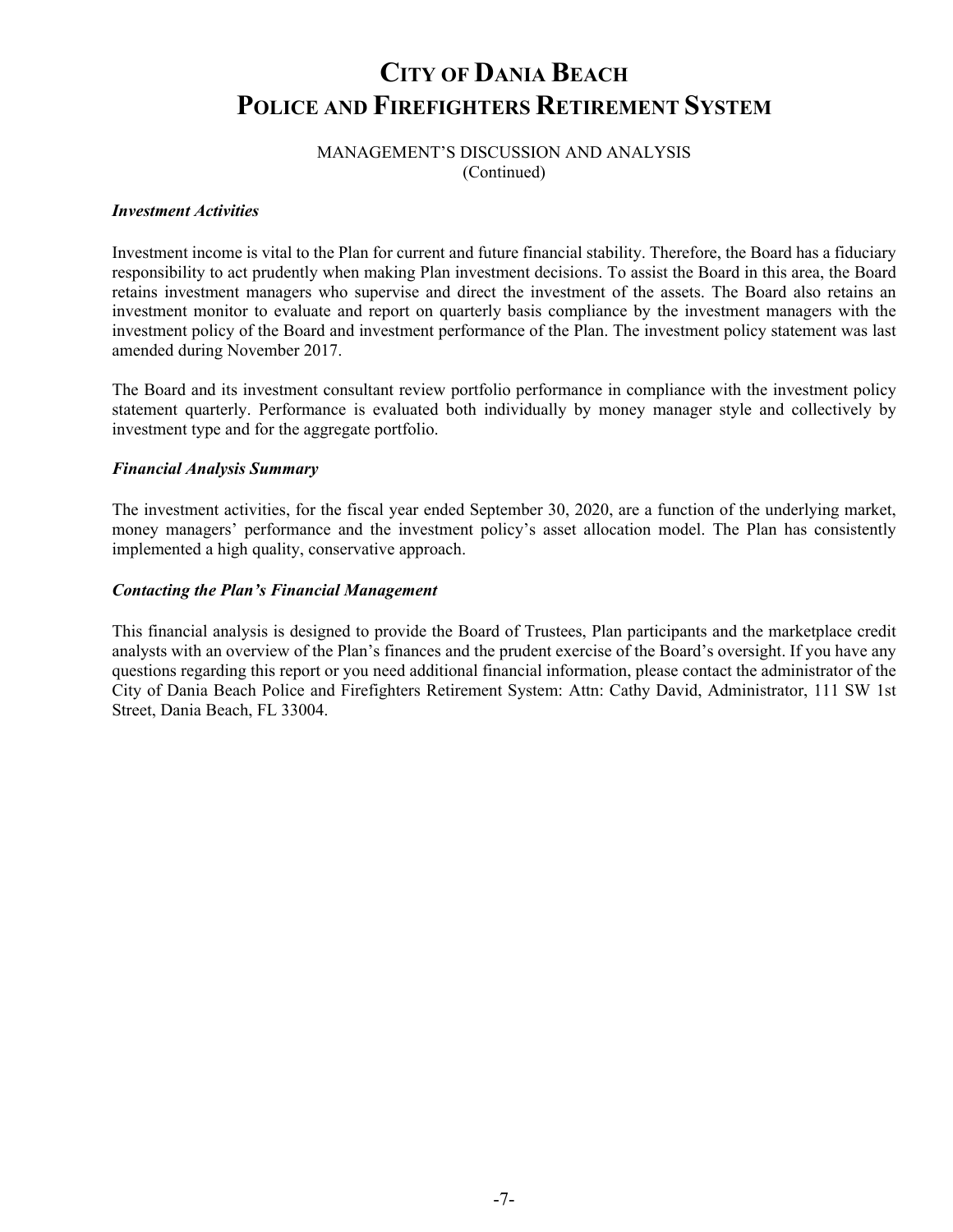# City of Dania Beach
# Police and Firefighters Retirement System

MANAGEMENT'S DISCUSSION AND ANALYSIS
(Continued)

***Investment Activities***

Investment income is vital to the Plan for current and future financial stability. Therefore, the Board has a fiduciary responsibility to act prudently when making Plan investment decisions. To assist the Board in this area, the Board retains investment managers who supervise and direct the investment of the assets. The Board also retains an investment monitor to evaluate and report on quarterly basis compliance by the investment managers with the investment policy of the Board and investment performance of the Plan. The investment policy statement was last amended during November 2017.

The Board and its investment consultant review portfolio performance in compliance with the investment policy statement quarterly. Performance is evaluated both individually by money manager style and collectively by investment type and for the aggregate portfolio.

***Financial Analysis Summary***

The investment activities, for the fiscal year ended September 30, 2020, are a function of the underlying market, money managers' performance and the investment policy's asset allocation model. The Plan has consistently implemented a high quality, conservative approach.

***Contacting the Plan's Financial Management***

This financial analysis is designed to provide the Board of Trustees, Plan participants and the marketplace credit analysts with an overview of the Plan's finances and the prudent exercise of the Board's oversight. If you have any questions regarding this report or you need additional financial information, please contact the administrator of the City of Dania Beach Police and Firefighters Retirement System: Attn: Cathy David, Administrator, 111 SW 1st Street, Dania Beach, FL 33004.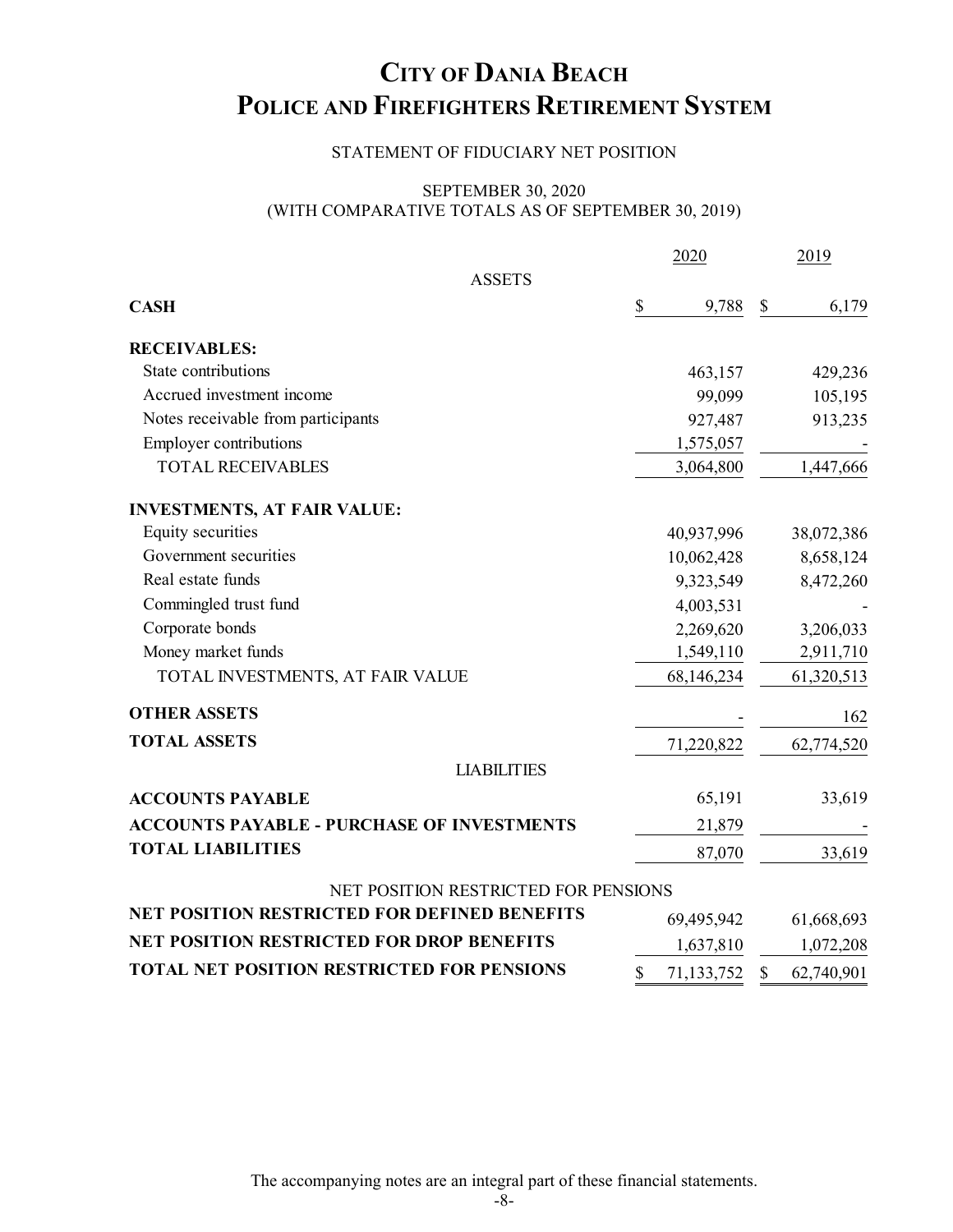# City of Dania Beach
# Police and Firefighters Retirement System

STATEMENT OF FIDUCIARY NET POSITION

SEPTEMBER 30, 2020
(WITH COMPARATIVE TOTALS AS OF SEPTEMBER 30, 2019)

| | 2020 | 2019 |
|---|---|---|
| ASSETS | | |
| **CASH** | $ 9,788 | $ 6,179 |
| **RECEIVABLES:** | | |
| State contributions | 463,157 | 429,236 |
| Accrued investment income | 99,099 | 105,195 |
| Notes receivable from participants | 927,487 | 913,235 |
| Employer contributions | 1,575,057 | - |
| TOTAL RECEIVABLES | 3,064,800 | 1,447,666 |
| **INVESTMENTS, AT FAIR VALUE:** | | |
| Equity securities | 40,937,996 | 38,072,386 |
| Government securities | 10,062,428 | 8,658,124 |
| Real estate funds | 9,323,549 | 8,472,260 |
| Commingled trust fund | 4,003,531 | - |
| Corporate bonds | 2,269,620 | 3,206,033 |
| Money market funds | 1,549,110 | 2,911,710 |
| TOTAL INVESTMENTS, AT FAIR VALUE | 68,146,234 | 61,320,513 |
| **OTHER ASSETS** | - | 162 |
| **TOTAL ASSETS** | 71,220,822 | 62,774,520 |
| LIABILITIES | | |
| **ACCOUNTS PAYABLE** | 65,191 | 33,619 |
| **ACCOUNTS PAYABLE - PURCHASE OF INVESTMENTS** | 21,879 | - |
| **TOTAL LIABILITIES** | 87,070 | 33,619 |
| NET POSITION RESTRICTED FOR PENSIONS | | |
| **NET POSITION RESTRICTED FOR DEFINED BENEFITS** | 69,495,942 | 61,668,693 |
| **NET POSITION RESTRICTED FOR DROP BENEFITS** | 1,637,810 | 1,072,208 |
| **TOTAL NET POSITION RESTRICTED FOR PENSIONS** | $ 71,133,752 | $ 62,740,901 |

The accompanying notes are an integral part of these financial statements.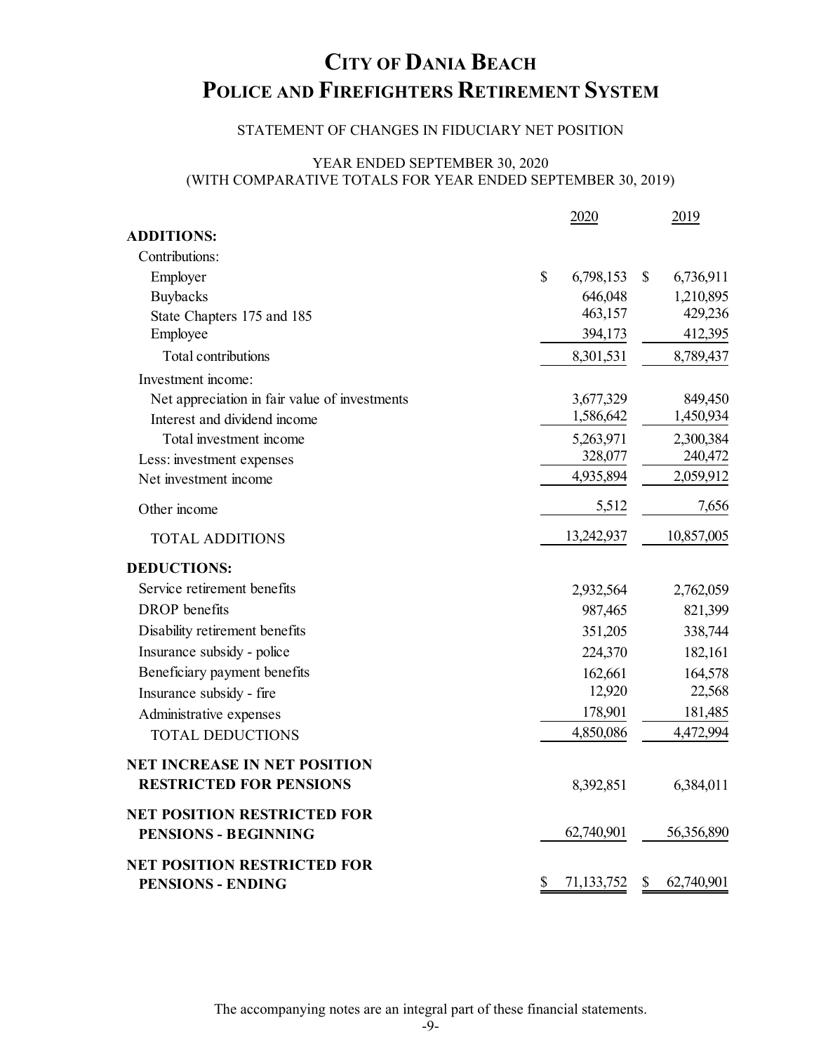# CITY OF DANIA BEACH
# POLICE AND FIREFIGHTERS RETIREMENT SYSTEM

STATEMENT OF CHANGES IN FIDUCIARY NET POSITION

YEAR ENDED SEPTEMBER 30, 2020
(WITH COMPARATIVE TOTALS FOR YEAR ENDED SEPTEMBER 30, 2019)

| | 2020 | 2019 |
|---|---|---|
| **ADDITIONS:** | | |
| Contributions: | | |
| Employer | $ 6,798,153 | $ 6,736,911 |
| Buybacks | 646,048 | 1,210,895 |
| State Chapters 175 and 185 | 463,157 | 429,236 |
| Employee | 394,173 | 412,395 |
| Total contributions | 8,301,531 | 8,789,437 |
| Investment income: | | |
| Net appreciation in fair value of investments | 3,677,329 | 849,450 |
| Interest and dividend income | 1,586,642 | 1,450,934 |
| Total investment income | 5,263,971 | 2,300,384 |
| Less: investment expenses | 328,077 | 240,472 |
| Net investment income | 4,935,894 | 2,059,912 |
| Other income | 5,512 | 7,656 |
| TOTAL ADDITIONS | 13,242,937 | 10,857,005 |
| **DEDUCTIONS:** | | |
| Service retirement benefits | 2,932,564 | 2,762,059 |
| DROP benefits | 987,465 | 821,399 |
| Disability retirement benefits | 351,205 | 338,744 |
| Insurance subsidy - police | 224,370 | 182,161 |
| Beneficiary payment benefits | 162,661 | 164,578 |
| Insurance subsidy - fire | 12,920 | 22,568 |
| Administrative expenses | 178,901 | 181,485 |
| TOTAL DEDUCTIONS | 4,850,086 | 4,472,994 |
| **NET INCREASE IN NET POSITION RESTRICTED FOR PENSIONS** | 8,392,851 | 6,384,011 |
| **NET POSITION RESTRICTED FOR PENSIONS - BEGINNING** | 62,740,901 | 56,356,890 |
| **NET POSITION RESTRICTED FOR PENSIONS - ENDING** | $ 71,133,752 | $ 62,740,901 |

The accompanying notes are an integral part of these financial statements.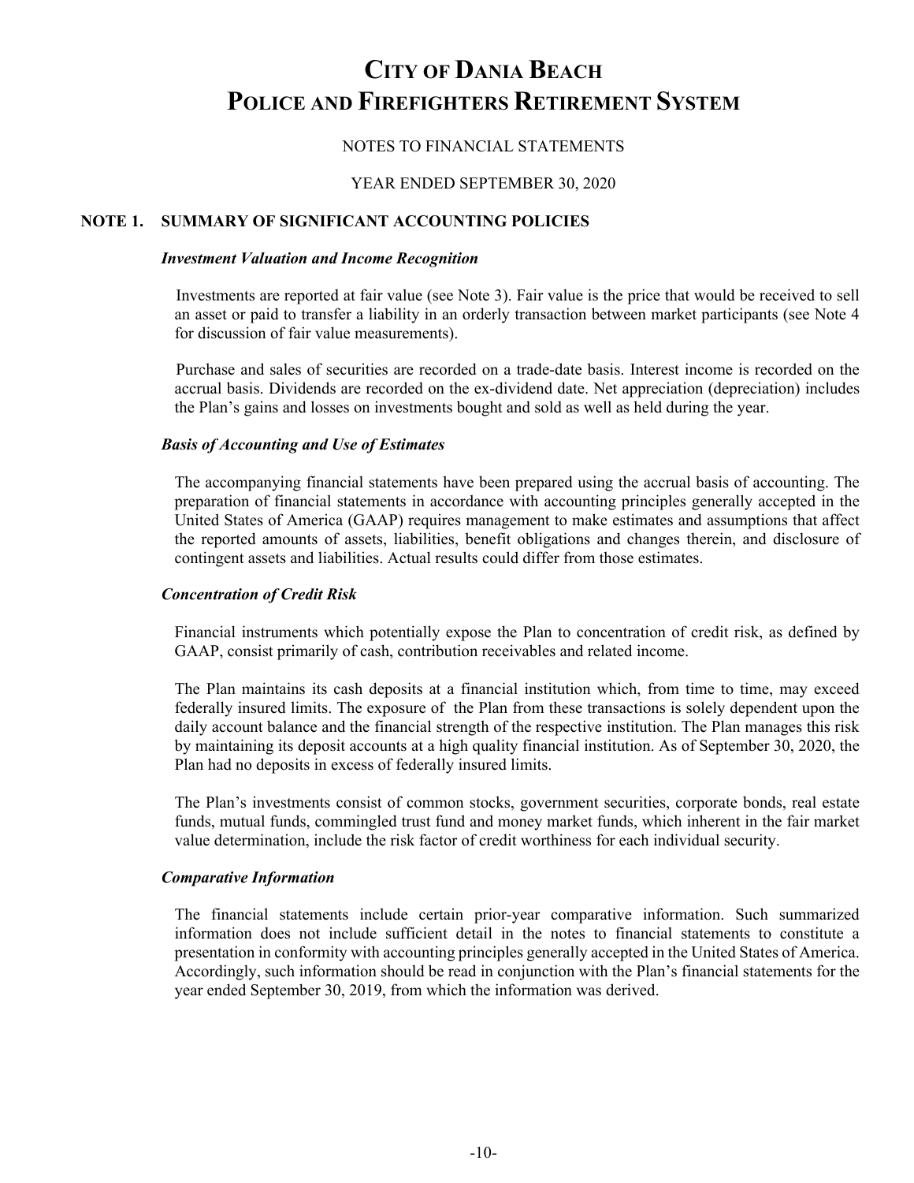# City of Dania Beach Police and Firefighters Retirement System

NOTES TO FINANCIAL STATEMENTS

YEAR ENDED SEPTEMBER 30, 2020

## NOTE 1. SUMMARY OF SIGNIFICANT ACCOUNTING POLICIES

***Investment Valuation and Income Recognition***

Investments are reported at fair value (see Note 3). Fair value is the price that would be received to sell an asset or paid to transfer a liability in an orderly transaction between market participants (see Note 4 for discussion of fair value measurements).

Purchase and sales of securities are recorded on a trade-date basis. Interest income is recorded on the accrual basis. Dividends are recorded on the ex-dividend date. Net appreciation (depreciation) includes the Plan's gains and losses on investments bought and sold as well as held during the year.

***Basis of Accounting and Use of Estimates***

The accompanying financial statements have been prepared using the accrual basis of accounting. The preparation of financial statements in accordance with accounting principles generally accepted in the United States of America (GAAP) requires management to make estimates and assumptions that affect the reported amounts of assets, liabilities, benefit obligations and changes therein, and disclosure of contingent assets and liabilities. Actual results could differ from those estimates.

***Concentration of Credit Risk***

Financial instruments which potentially expose the Plan to concentration of credit risk, as defined by GAAP, consist primarily of cash, contribution receivables and related income.

The Plan maintains its cash deposits at a financial institution which, from time to time, may exceed federally insured limits. The exposure of the Plan from these transactions is solely dependent upon the daily account balance and the financial strength of the respective institution. The Plan manages this risk by maintaining its deposit accounts at a high quality financial institution. As of September 30, 2020, the Plan had no deposits in excess of federally insured limits.

The Plan's investments consist of common stocks, government securities, corporate bonds, real estate funds, mutual funds, commingled trust fund and money market funds, which inherent in the fair market value determination, include the risk factor of credit worthiness for each individual security.

***Comparative Information***

The financial statements include certain prior-year comparative information. Such summarized information does not include sufficient detail in the notes to financial statements to constitute a presentation in conformity with accounting principles generally accepted in the United States of America. Accordingly, such information should be read in conjunction with the Plan's financial statements for the year ended September 30, 2019, from which the information was derived.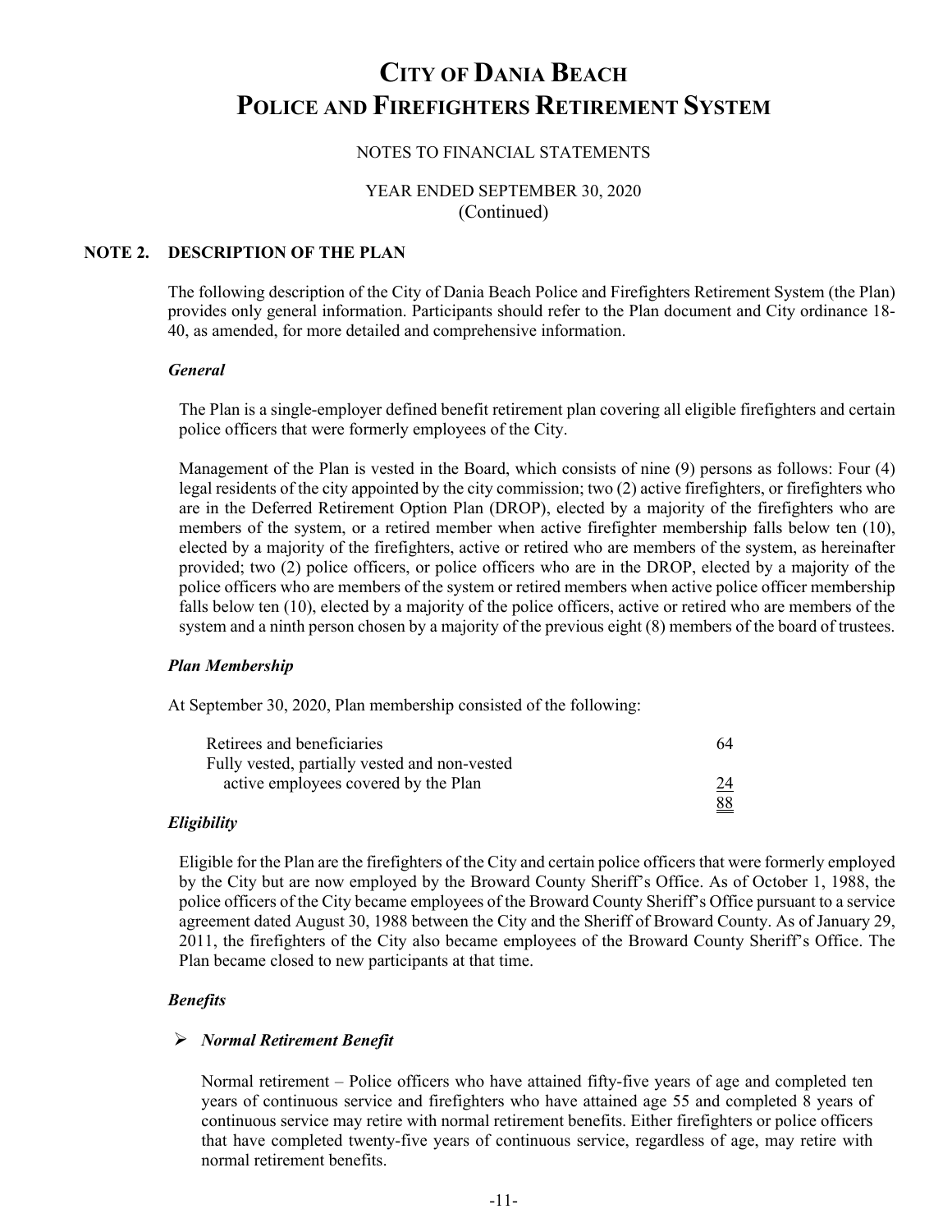# City of Dania Beach Police and Firefighters Retirement System

NOTES TO FINANCIAL STATEMENTS

YEAR ENDED SEPTEMBER 30, 2020
(Continued)

## NOTE 2. DESCRIPTION OF THE PLAN

The following description of the City of Dania Beach Police and Firefighters Retirement System (the Plan) provides only general information. Participants should refer to the Plan document and City ordinance 18-40, as amended, for more detailed and comprehensive information.

### *General*

The Plan is a single-employer defined benefit retirement plan covering all eligible firefighters and certain police officers that were formerly employees of the City.

Management of the Plan is vested in the Board, which consists of nine (9) persons as follows: Four (4) legal residents of the city appointed by the city commission; two (2) active firefighters, or firefighters who are in the Deferred Retirement Option Plan (DROP), elected by a majority of the firefighters who are members of the system, or a retired member when active firefighter membership falls below ten (10), elected by a majority of the firefighters, active or retired who are members of the system, as hereinafter provided; two (2) police officers, or police officers who are in the DROP, elected by a majority of the police officers who are members of the system or retired members when active police officer membership falls below ten (10), elected by a majority of the police officers, active or retired who are members of the system and a ninth person chosen by a majority of the previous eight (8) members of the board of trustees.

### *Plan Membership*

At September 30, 2020, Plan membership consisted of the following:

| | |
|---|---|
| Retirees and beneficiaries | 64 |
| Fully vested, partially vested and non-vested active employees covered by the Plan | 24 |
| | 88 |

### *Eligibility*

Eligible for the Plan are the firefighters of the City and certain police officers that were formerly employed by the City but are now employed by the Broward County Sheriff's Office. As of October 1, 1988, the police officers of the City became employees of the Broward County Sheriff's Office pursuant to a service agreement dated August 30, 1988 between the City and the Sheriff of Broward County. As of January 29, 2011, the firefighters of the City also became employees of the Broward County Sheriff's Office. The Plan became closed to new participants at that time.

### *Benefits*

- ***Normal Retirement Benefit***

Normal retirement – Police officers who have attained fifty-five years of age and completed ten years of continuous service and firefighters who have attained age 55 and completed 8 years of continuous service may retire with normal retirement benefits. Either firefighters or police officers that have completed twenty-five years of continuous service, regardless of age, may retire with normal retirement benefits.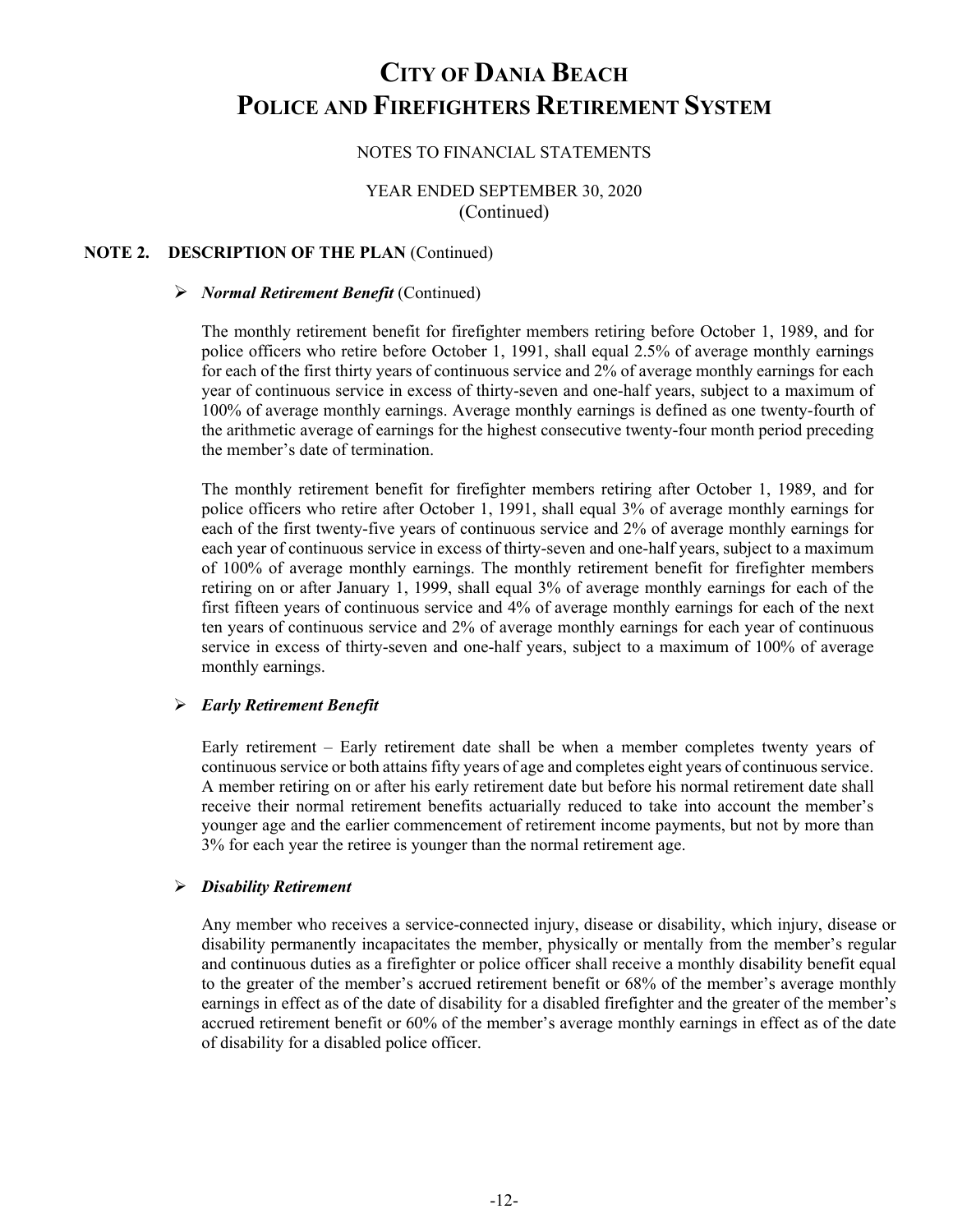# CITY OF DANIA BEACH
# POLICE AND FIREFIGHTERS RETIREMENT SYSTEM

NOTES TO FINANCIAL STATEMENTS

YEAR ENDED SEPTEMBER 30, 2020
(Continued)

## NOTE 2. DESCRIPTION OF THE PLAN (Continued)

- ***Normal Retirement Benefit*** (Continued)

The monthly retirement benefit for firefighter members retiring before October 1, 1989, and for police officers who retire before October 1, 1991, shall equal 2.5% of average monthly earnings for each of the first thirty years of continuous service and 2% of average monthly earnings for each year of continuous service in excess of thirty-seven and one-half years, subject to a maximum of 100% of average monthly earnings. Average monthly earnings is defined as one twenty-fourth of the arithmetic average of earnings for the highest consecutive twenty-four month period preceding the member's date of termination.

The monthly retirement benefit for firefighter members retiring after October 1, 1989, and for police officers who retire after October 1, 1991, shall equal 3% of average monthly earnings for each of the first twenty-five years of continuous service and 2% of average monthly earnings for each year of continuous service in excess of thirty-seven and one-half years, subject to a maximum of 100% of average monthly earnings. The monthly retirement benefit for firefighter members retiring on or after January 1, 1999, shall equal 3% of average monthly earnings for each of the first fifteen years of continuous service and 4% of average monthly earnings for each of the next ten years of continuous service and 2% of average monthly earnings for each year of continuous service in excess of thirty-seven and one-half years, subject to a maximum of 100% of average monthly earnings.

- ***Early Retirement Benefit***

Early retirement – Early retirement date shall be when a member completes twenty years of continuous service or both attains fifty years of age and completes eight years of continuous service. A member retiring on or after his early retirement date but before his normal retirement date shall receive their normal retirement benefits actuarially reduced to take into account the member's younger age and the earlier commencement of retirement income payments, but not by more than 3% for each year the retiree is younger than the normal retirement age.

- ***Disability Retirement***

Any member who receives a service-connected injury, disease or disability, which injury, disease or disability permanently incapacitates the member, physically or mentally from the member's regular and continuous duties as a firefighter or police officer shall receive a monthly disability benefit equal to the greater of the member's accrued retirement benefit or 68% of the member's average monthly earnings in effect as of the date of disability for a disabled firefighter and the greater of the member's accrued retirement benefit or 60% of the member's average monthly earnings in effect as of the date of disability for a disabled police officer.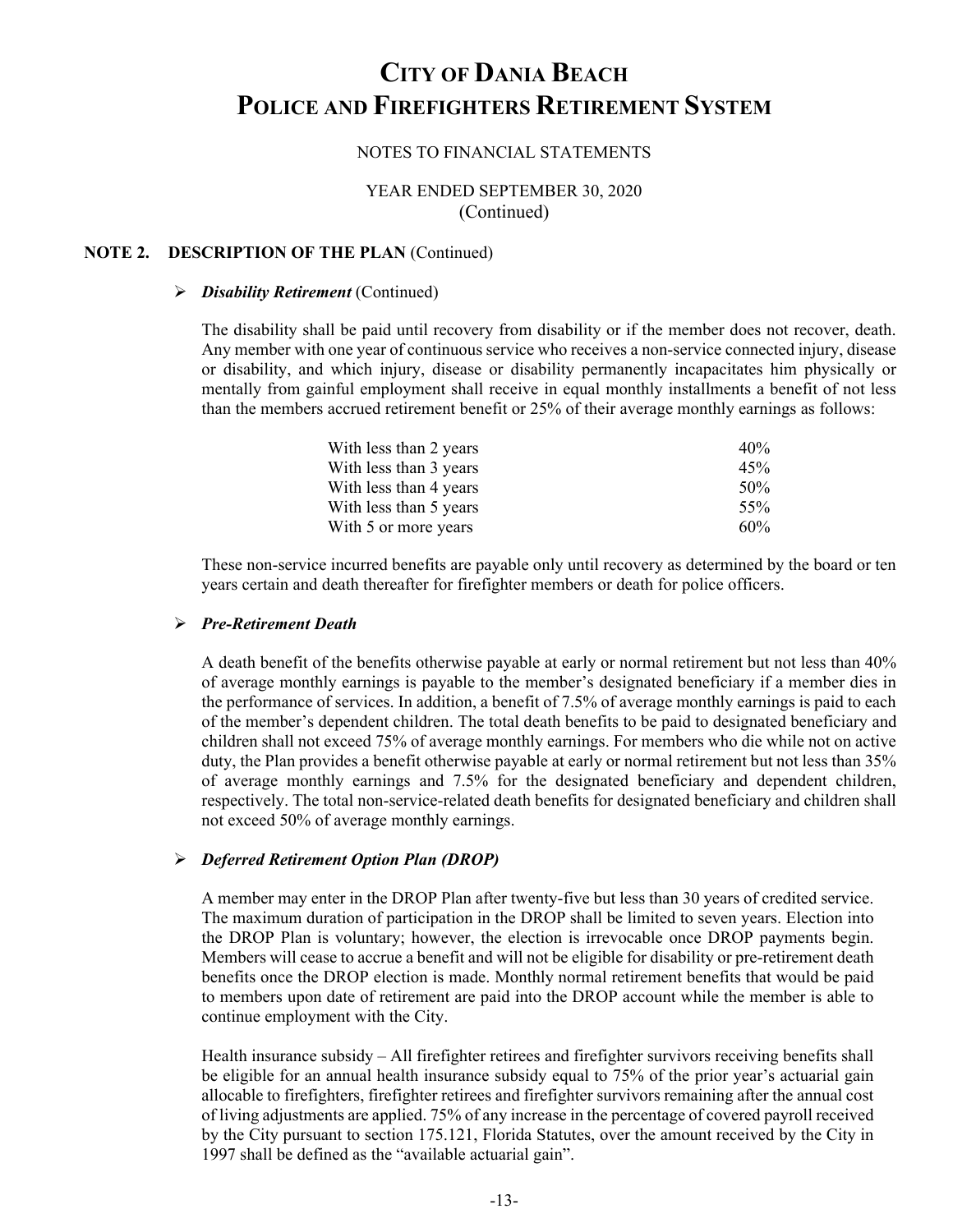# CITY OF DANIA BEACH
# POLICE AND FIREFIGHTERS RETIREMENT SYSTEM

NOTES TO FINANCIAL STATEMENTS

YEAR ENDED SEPTEMBER 30, 2020
(Continued)

## NOTE 2. DESCRIPTION OF THE PLAN (Continued)

- ***Disability Retirement*** (Continued)

The disability shall be paid until recovery from disability or if the member does not recover, death. Any member with one year of continuous service who receives a non-service connected injury, disease or disability, and which injury, disease or disability permanently incapacitates him physically or mentally from gainful employment shall receive in equal monthly installments a benefit of not less than the members accrued retirement benefit or 25% of their average monthly earnings as follows:

| | |
|---|---|
| With less than 2 years | 40% |
| With less than 3 years | 45% |
| With less than 4 years | 50% |
| With less than 5 years | 55% |
| With 5 or more years | 60% |

These non-service incurred benefits are payable only until recovery as determined by the board or ten years certain and death thereafter for firefighter members or death for police officers.

- ***Pre-Retirement Death***

A death benefit of the benefits otherwise payable at early or normal retirement but not less than 40% of average monthly earnings is payable to the member's designated beneficiary if a member dies in the performance of services. In addition, a benefit of 7.5% of average monthly earnings is paid to each of the member's dependent children. The total death benefits to be paid to designated beneficiary and children shall not exceed 75% of average monthly earnings. For members who die while not on active duty, the Plan provides a benefit otherwise payable at early or normal retirement but not less than 35% of average monthly earnings and 7.5% for the designated beneficiary and dependent children, respectively. The total non-service-related death benefits for designated beneficiary and children shall not exceed 50% of average monthly earnings.

- ***Deferred Retirement Option Plan (DROP)***

A member may enter in the DROP Plan after twenty-five but less than 30 years of credited service. The maximum duration of participation in the DROP shall be limited to seven years. Election into the DROP Plan is voluntary; however, the election is irrevocable once DROP payments begin. Members will cease to accrue a benefit and will not be eligible for disability or pre-retirement death benefits once the DROP election is made. Monthly normal retirement benefits that would be paid to members upon date of retirement are paid into the DROP account while the member is able to continue employment with the City.

Health insurance subsidy – All firefighter retirees and firefighter survivors receiving benefits shall be eligible for an annual health insurance subsidy equal to 75% of the prior year's actuarial gain allocable to firefighters, firefighter retirees and firefighter survivors remaining after the annual cost of living adjustments are applied. 75% of any increase in the percentage of covered payroll received by the City pursuant to section 175.121, Florida Statutes, over the amount received by the City in 1997 shall be defined as the "available actuarial gain".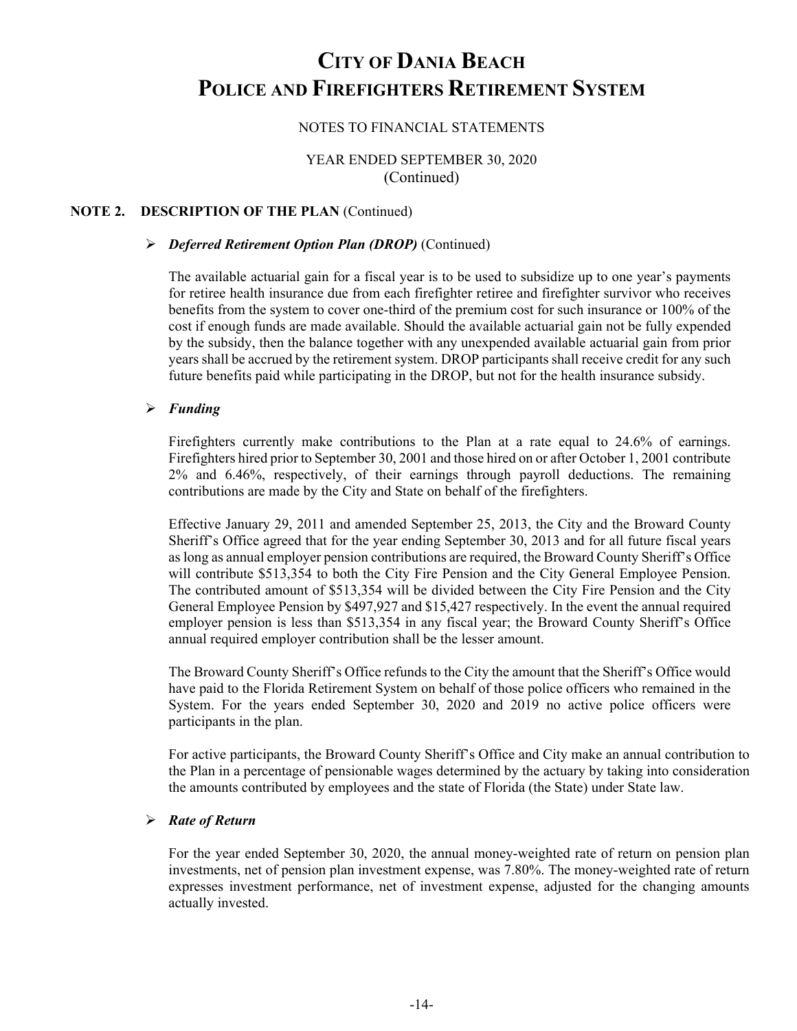# City of Dania Beach Police and Firefighters Retirement System

NOTES TO FINANCIAL STATEMENTS

YEAR ENDED SEPTEMBER 30, 2020
(Continued)

## NOTE 2. DESCRIPTION OF THE PLAN (Continued)

### ➢ *Deferred Retirement Option Plan (DROP)* (Continued)

The available actuarial gain for a fiscal year is to be used to subsidize up to one year's payments for retiree health insurance due from each firefighter retiree and firefighter survivor who receives benefits from the system to cover one-third of the premium cost for such insurance or 100% of the cost if enough funds are made available. Should the available actuarial gain not be fully expended by the subsidy, then the balance together with any unexpended available actuarial gain from prior years shall be accrued by the retirement system. DROP participants shall receive credit for any such future benefits paid while participating in the DROP, but not for the health insurance subsidy.

### ➢ *Funding*

Firefighters currently make contributions to the Plan at a rate equal to 24.6% of earnings. Firefighters hired prior to September 30, 2001 and those hired on or after October 1, 2001 contribute 2% and 6.46%, respectively, of their earnings through payroll deductions. The remaining contributions are made by the City and State on behalf of the firefighters.

Effective January 29, 2011 and amended September 25, 2013, the City and the Broward County Sheriff's Office agreed that for the year ending September 30, 2013 and for all future fiscal years as long as annual employer pension contributions are required, the Broward County Sheriff's Office will contribute $513,354 to both the City Fire Pension and the City General Employee Pension. The contributed amount of $513,354 will be divided between the City Fire Pension and the City General Employee Pension by $497,927 and $15,427 respectively. In the event the annual required employer pension is less than $513,354 in any fiscal year; the Broward County Sheriff's Office annual required employer contribution shall be the lesser amount.

The Broward County Sheriff's Office refunds to the City the amount that the Sheriff's Office would have paid to the Florida Retirement System on behalf of those police officers who remained in the System. For the years ended September 30, 2020 and 2019 no active police officers were participants in the plan.

For active participants, the Broward County Sheriff's Office and City make an annual contribution to the Plan in a percentage of pensionable wages determined by the actuary by taking into consideration the amounts contributed by employees and the state of Florida (the State) under State law.

### ➢ *Rate of Return*

For the year ended September 30, 2020, the annual money-weighted rate of return on pension plan investments, net of pension plan investment expense, was 7.80%. The money-weighted rate of return expresses investment performance, net of investment expense, adjusted for the changing amounts actually invested.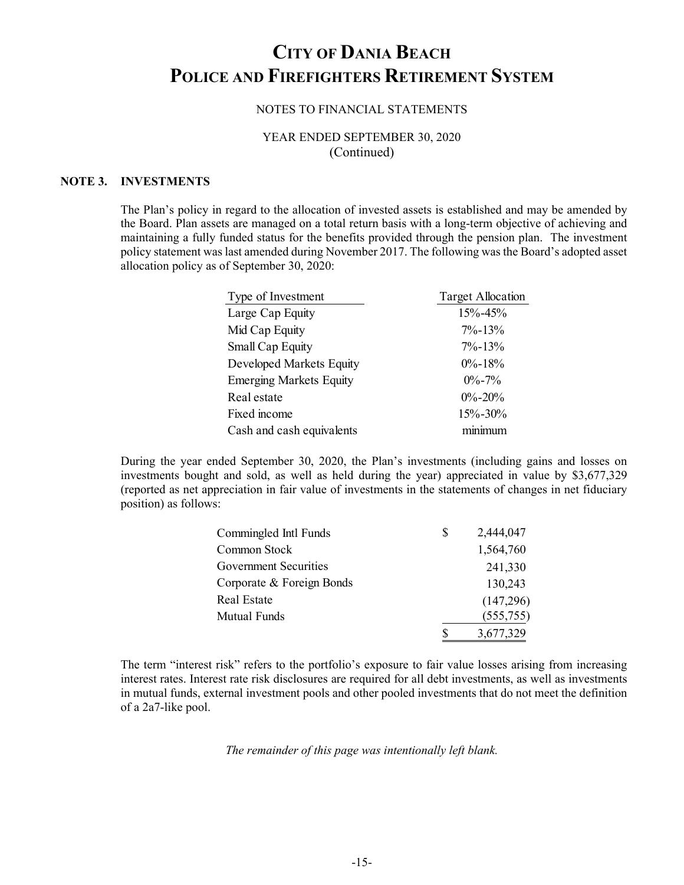# CITY OF DANIA BEACH
# POLICE AND FIREFIGHTERS RETIREMENT SYSTEM

NOTES TO FINANCIAL STATEMENTS

YEAR ENDED SEPTEMBER 30, 2020
(Continued)

## NOTE 3. INVESTMENTS

The Plan's policy in regard to the allocation of invested assets is established and may be amended by the Board. Plan assets are managed on a total return basis with a long-term objective of achieving and maintaining a fully funded status for the benefits provided through the pension plan. The investment policy statement was last amended during November 2017. The following was the Board's adopted asset allocation policy as of September 30, 2020:

| Type of Investment | Target Allocation |
|---|---|
| Large Cap Equity | 15%-45% |
| Mid Cap Equity | 7%-13% |
| Small Cap Equity | 7%-13% |
| Developed Markets Equity | 0%-18% |
| Emerging Markets Equity | 0%-7% |
| Real estate | 0%-20% |
| Fixed income | 15%-30% |
| Cash and cash equivalents | minimum |

During the year ended September 30, 2020, the Plan's investments (including gains and losses on investments bought and sold, as well as held during the year) appreciated in value by $3,677,329 (reported as net appreciation in fair value of investments in the statements of changes in net fiduciary position) as follows:

| | |
|---|---|
| Commingled Intl Funds | $ 2,444,047 |
| Common Stock | 1,564,760 |
| Government Securities | 241,330 |
| Corporate & Foreign Bonds | 130,243 |
| Real Estate | (147,296) |
| Mutual Funds | (555,755) |
| | $ 3,677,329 |

The term "interest risk" refers to the portfolio's exposure to fair value losses arising from increasing interest rates. Interest rate risk disclosures are required for all debt investments, as well as investments in mutual funds, external investment pools and other pooled investments that do not meet the definition of a 2a7-like pool.

*The remainder of this page was intentionally left blank.*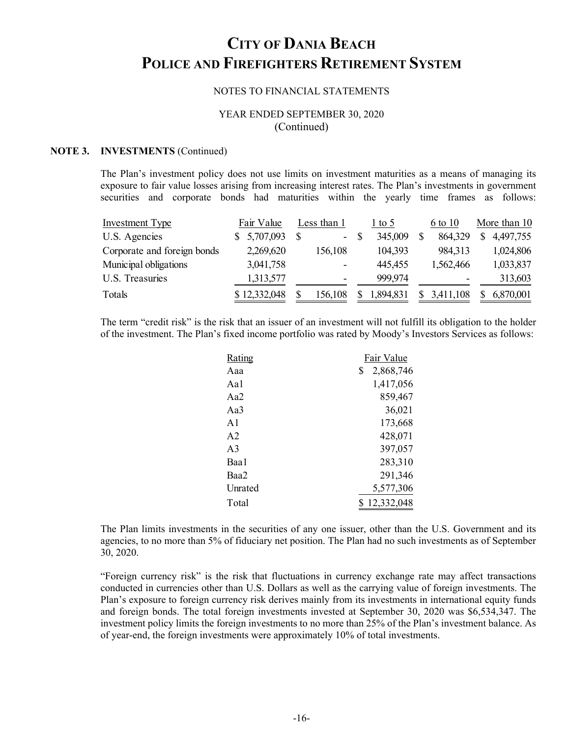# CITY OF DANIA BEACH
# POLICE AND FIREFIGHTERS RETIREMENT SYSTEM

NOTES TO FINANCIAL STATEMENTS

YEAR ENDED SEPTEMBER 30, 2020
(Continued)

**NOTE 3. INVESTMENTS** (Continued)

The Plan's investment policy does not use limits on investment maturities as a means of managing its exposure to fair value losses arising from increasing interest rates. The Plan's investments in government securities and corporate bonds had maturities within the yearly time frames as follows:

| Investment Type | Fair Value | Less than 1 | 1 to 5 | 6 to 10 | More than 10 |
|---|---|---|---|---|---|
| U.S. Agencies | $ 5,707,093 | $ - | $ 345,009 | $ 864,329 | $ 4,497,755 |
| Corporate and foreign bonds | 2,269,620 | 156,108 | 104,393 | 984,313 | 1,024,806 |
| Municipal obligations | 3,041,758 | - | 445,455 | 1,562,466 | 1,033,837 |
| U.S. Treasuries | 1,313,577 | - | 999,974 | - | 313,603 |
| Totals | $ 12,332,048 | $ 156,108 | $ 1,894,831 | $ 3,411,108 | $ 6,870,001 |

The term "credit risk" is the risk that an issuer of an investment will not fulfill its obligation to the holder of the investment. The Plan's fixed income portfolio was rated by Moody's Investors Services as follows:

| Rating | Fair Value |
|---|---|
| Aaa | $ 2,868,746 |
| Aa1 | 1,417,056 |
| Aa2 | 859,467 |
| Aa3 | 36,021 |
| A1 | 173,668 |
| A2 | 428,071 |
| A3 | 397,057 |
| Baa1 | 283,310 |
| Baa2 | 291,346 |
| Unrated | 5,577,306 |
| Total | $ 12,332,048 |

The Plan limits investments in the securities of any one issuer, other than the U.S. Government and its agencies, to no more than 5% of fiduciary net position. The Plan had no such investments as of September 30, 2020.

"Foreign currency risk" is the risk that fluctuations in currency exchange rate may affect transactions conducted in currencies other than U.S. Dollars as well as the carrying value of foreign investments. The Plan's exposure to foreign currency risk derives mainly from its investments in international equity funds and foreign bonds. The total foreign investments invested at September 30, 2020 was $6,534,347. The investment policy limits the foreign investments to no more than 25% of the Plan's investment balance. As of year-end, the foreign investments were approximately 10% of total investments.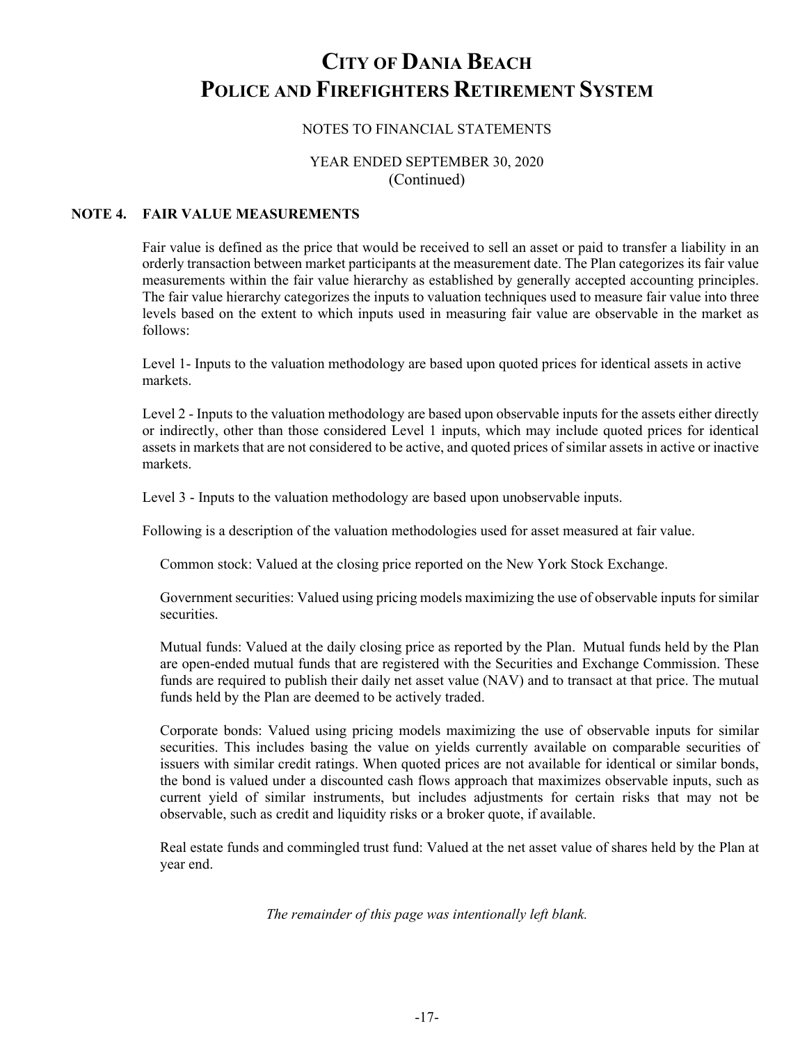# CITY OF DANIA BEACH POLICE AND FIREFIGHTERS RETIREMENT SYSTEM

NOTES TO FINANCIAL STATEMENTS

YEAR ENDED SEPTEMBER 30, 2020
(Continued)

## NOTE 4. FAIR VALUE MEASUREMENTS

Fair value is defined as the price that would be received to sell an asset or paid to transfer a liability in an orderly transaction between market participants at the measurement date. The Plan categorizes its fair value measurements within the fair value hierarchy as established by generally accepted accounting principles. The fair value hierarchy categorizes the inputs to valuation techniques used to measure fair value into three levels based on the extent to which inputs used in measuring fair value are observable in the market as follows:

Level 1- Inputs to the valuation methodology are based upon quoted prices for identical assets in active markets.

Level 2 - Inputs to the valuation methodology are based upon observable inputs for the assets either directly or indirectly, other than those considered Level 1 inputs, which may include quoted prices for identical assets in markets that are not considered to be active, and quoted prices of similar assets in active or inactive markets.

Level 3 - Inputs to the valuation methodology are based upon unobservable inputs.

Following is a description of the valuation methodologies used for asset measured at fair value.

Common stock: Valued at the closing price reported on the New York Stock Exchange.

Government securities: Valued using pricing models maximizing the use of observable inputs for similar securities.

Mutual funds: Valued at the daily closing price as reported by the Plan. Mutual funds held by the Plan are open-ended mutual funds that are registered with the Securities and Exchange Commission. These funds are required to publish their daily net asset value (NAV) and to transact at that price. The mutual funds held by the Plan are deemed to be actively traded.

Corporate bonds: Valued using pricing models maximizing the use of observable inputs for similar securities. This includes basing the value on yields currently available on comparable securities of issuers with similar credit ratings. When quoted prices are not available for identical or similar bonds, the bond is valued under a discounted cash flows approach that maximizes observable inputs, such as current yield of similar instruments, but includes adjustments for certain risks that may not be observable, such as credit and liquidity risks or a broker quote, if available.

Real estate funds and commingled trust fund: Valued at the net asset value of shares held by the Plan at year end.

*The remainder of this page was intentionally left blank.*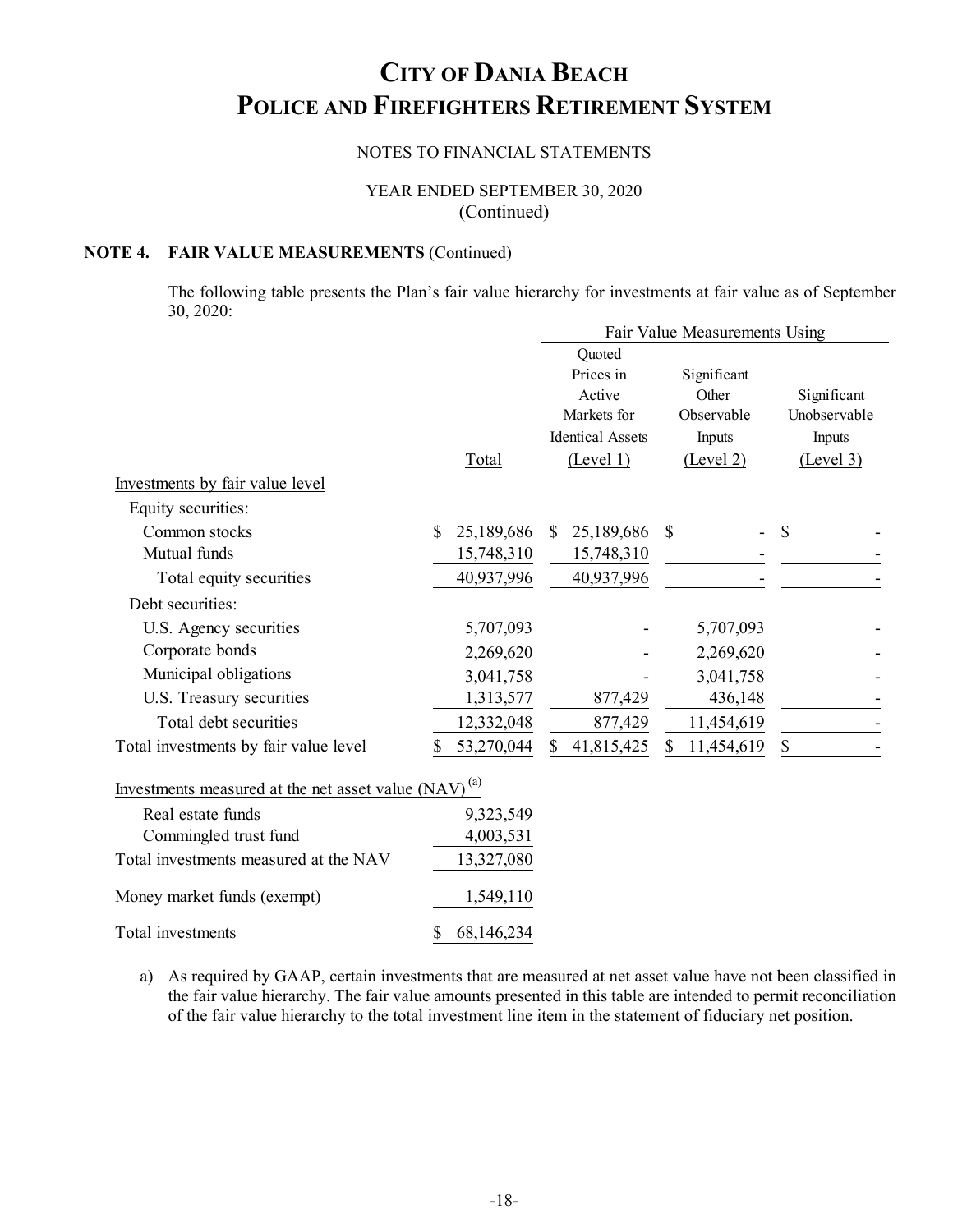# CITY OF DANIA BEACH
# POLICE AND FIREFIGHTERS RETIREMENT SYSTEM

NOTES TO FINANCIAL STATEMENTS

YEAR ENDED SEPTEMBER 30, 2020
(Continued)

**NOTE 4. FAIR VALUE MEASUREMENTS** (Continued)

The following table presents the Plan's fair value hierarchy for investments at fair value as of September 30, 2020:

| | | Fair Value Measurements Using | | |
|---|---|---|---|---|
| | Total | Quoted Prices in Active Markets for Identical Assets (Level 1) | Significant Other Observable Inputs (Level 2) | Significant Unobservable Inputs (Level 3) |
| Investments by fair value level | | | | |
| Equity securities: | | | | |
| Common stocks | $ 25,189,686 | $ 25,189,686 | $ - | $ - |
| Mutual funds | 15,748,310 | 15,748,310 | - | - |
| Total equity securities | 40,937,996 | 40,937,996 | - | - |
| Debt securities: | | | | |
| U.S. Agency securities | 5,707,093 | - | 5,707,093 | - |
| Corporate bonds | 2,269,620 | - | 2,269,620 | - |
| Municipal obligations | 3,041,758 | - | 3,041,758 | - |
| U.S. Treasury securities | 1,313,577 | 877,429 | 436,148 | - |
| Total debt securities | 12,332,048 | 877,429 | 11,454,619 | - |
| Total investments by fair value level | $ 53,270,044 | $ 41,815,425 | $ 11,454,619 | $ - |
| Investments measured at the net asset value (NAV) [(a)] | | | | |
| Real estate funds | 9,323,549 | | | |
| Commingled trust fund | 4,003,531 | | | |
| Total investments measured at the NAV | 13,327,080 | | | |
| Money market funds (exempt) | 1,549,110 | | | |
| Total investments | $ 68,146,234 | | | |

a) As required by GAAP, certain investments that are measured at net asset value have not been classified in the fair value hierarchy. The fair value amounts presented in this table are intended to permit reconciliation of the fair value hierarchy to the total investment line item in the statement of fiduciary net position.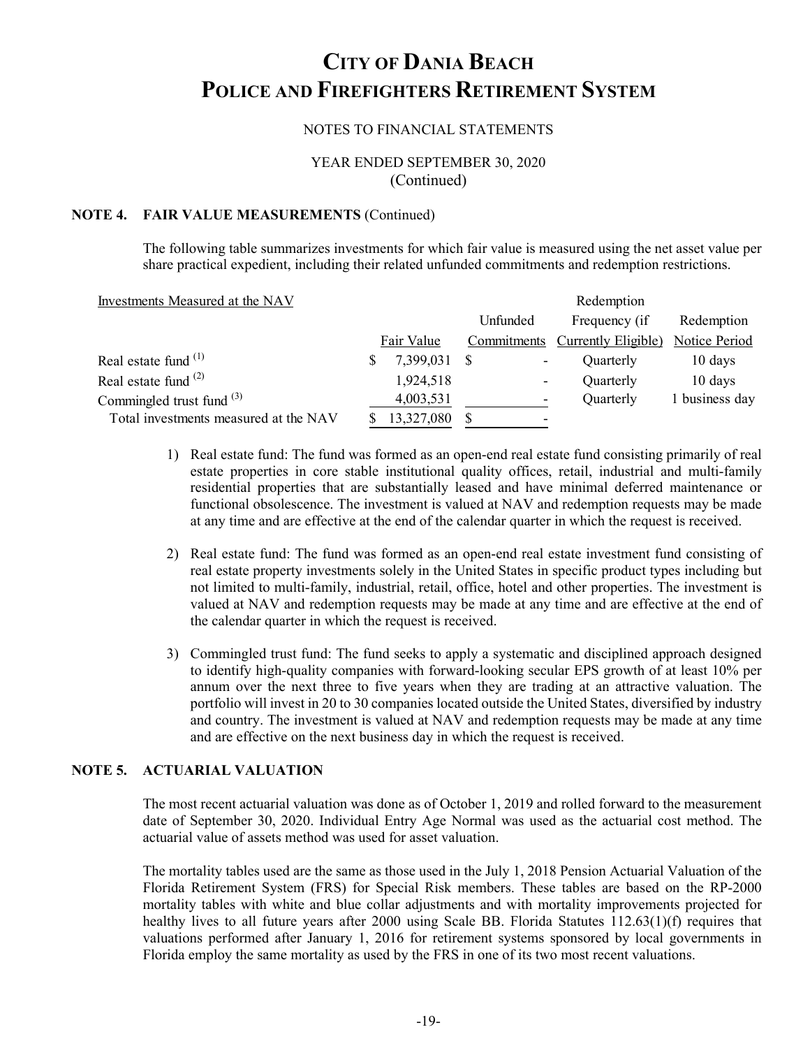# CITY OF DANIA BEACH
# POLICE AND FIREFIGHTERS RETIREMENT SYSTEM

NOTES TO FINANCIAL STATEMENTS

YEAR ENDED SEPTEMBER 30, 2020
(Continued)

## NOTE 4. FAIR VALUE MEASUREMENTS (Continued)

The following table summarizes investments for which fair value is measured using the net asset value per share practical expedient, including their related unfunded commitments and redemption restrictions.

| Investments Measured at the NAV | Fair Value | Unfunded Commitments | Redemption Frequency (if Currently Eligible) | Redemption Notice Period |
|---|---|---|---|---|
| Real estate fund [(1)] | $ 7,399,031 | $ - | Quarterly | 10 days |
| Real estate fund [(2)] | 1,924,518 | - | Quarterly | 10 days |
| Commingled trust fund [(3)] | 4,003,531 | - | Quarterly | 1 business day |
| Total investments measured at the NAV | $ 13,327,080 | $ - | | |

1) Real estate fund: The fund was formed as an open-end real estate fund consisting primarily of real estate properties in core stable institutional quality offices, retail, industrial and multi-family residential properties that are substantially leased and have minimal deferred maintenance or functional obsolescence. The investment is valued at NAV and redemption requests may be made at any time and are effective at the end of the calendar quarter in which the request is received.

2) Real estate fund: The fund was formed as an open-end real estate investment fund consisting of real estate property investments solely in the United States in specific product types including but not limited to multi-family, industrial, retail, office, hotel and other properties. The investment is valued at NAV and redemption requests may be made at any time and are effective at the end of the calendar quarter in which the request is received.

3) Commingled trust fund: The fund seeks to apply a systematic and disciplined approach designed to identify high-quality companies with forward-looking secular EPS growth of at least 10% per annum over the next three to five years when they are trading at an attractive valuation. The portfolio will invest in 20 to 30 companies located outside the United States, diversified by industry and country. The investment is valued at NAV and redemption requests may be made at any time and are effective on the next business day in which the request is received.

## NOTE 5. ACTUARIAL VALUATION

The most recent actuarial valuation was done as of October 1, 2019 and rolled forward to the measurement date of September 30, 2020. Individual Entry Age Normal was used as the actuarial cost method. The actuarial value of assets method was used for asset valuation.

The mortality tables used are the same as those used in the July 1, 2018 Pension Actuarial Valuation of the Florida Retirement System (FRS) for Special Risk members. These tables are based on the RP-2000 mortality tables with white and blue collar adjustments and with mortality improvements projected for healthy lives to all future years after 2000 using Scale BB. Florida Statutes 112.63(1)(f) requires that valuations performed after January 1, 2016 for retirement systems sponsored by local governments in Florida employ the same mortality as used by the FRS in one of its two most recent valuations.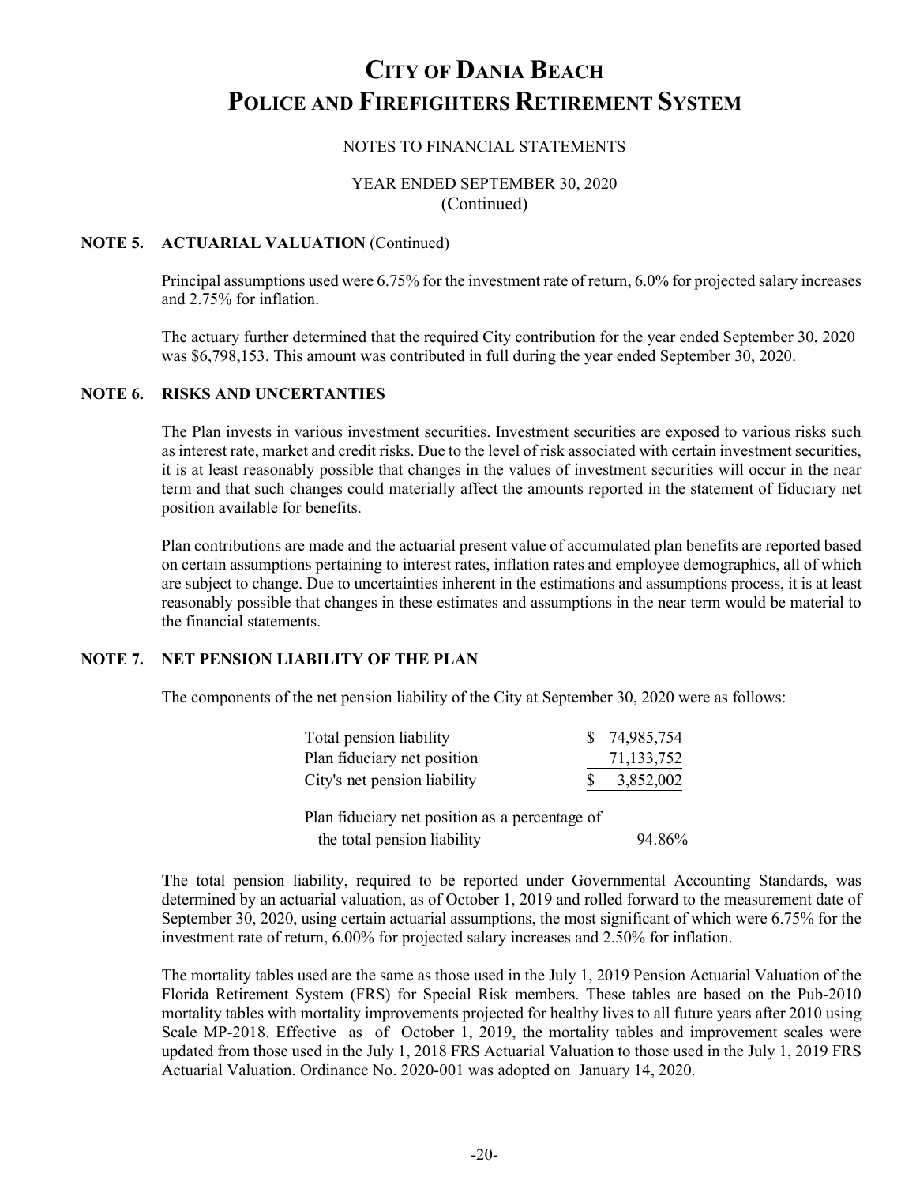# CITY OF DANIA BEACH
# POLICE AND FIREFIGHTERS RETIREMENT SYSTEM

NOTES TO FINANCIAL STATEMENTS

YEAR ENDED SEPTEMBER 30, 2020
(Continued)

## NOTE 5. ACTUARIAL VALUATION (Continued)

Principal assumptions used were 6.75% for the investment rate of return, 6.0% for projected salary increases and 2.75% for inflation.

The actuary further determined that the required City contribution for the year ended September 30, 2020 was $6,798,153. This amount was contributed in full during the year ended September 30, 2020.

## NOTE 6. RISKS AND UNCERTANTIES

The Plan invests in various investment securities. Investment securities are exposed to various risks such as interest rate, market and credit risks. Due to the level of risk associated with certain investment securities, it is at least reasonably possible that changes in the values of investment securities will occur in the near term and that such changes could materially affect the amounts reported in the statement of fiduciary net position available for benefits.

Plan contributions are made and the actuarial present value of accumulated plan benefits are reported based on certain assumptions pertaining to interest rates, inflation rates and employee demographics, all of which are subject to change. Due to uncertainties inherent in the estimations and assumptions process, it is at least reasonably possible that changes in these estimates and assumptions in the near term would be material to the financial statements.

## NOTE 7. NET PENSION LIABILITY OF THE PLAN

The components of the net pension liability of the City at September 30, 2020 were as follows:

| | |
|---|---|
| Total pension liability | $ 74,985,754 |
| Plan fiduciary net position | 71,133,752 |
| City's net pension liability | $ 3,852,002 |
| Plan fiduciary net position as a percentage of the total pension liability | 94.86% |

The total pension liability, required to be reported under Governmental Accounting Standards, was determined by an actuarial valuation, as of October 1, 2019 and rolled forward to the measurement date of September 30, 2020, using certain actuarial assumptions, the most significant of which were 6.75% for the investment rate of return, 6.00% for projected salary increases and 2.50% for inflation.

The mortality tables used are the same as those used in the July 1, 2019 Pension Actuarial Valuation of the Florida Retirement System (FRS) for Special Risk members. These tables are based on the Pub-2010 mortality tables with mortality improvements projected for healthy lives to all future years after 2010 using Scale MP-2018. Effective as of October 1, 2019, the mortality tables and improvement scales were updated from those used in the July 1, 2018 FRS Actuarial Valuation to those used in the July 1, 2019 FRS Actuarial Valuation. Ordinance No. 2020-001 was adopted on January 14, 2020.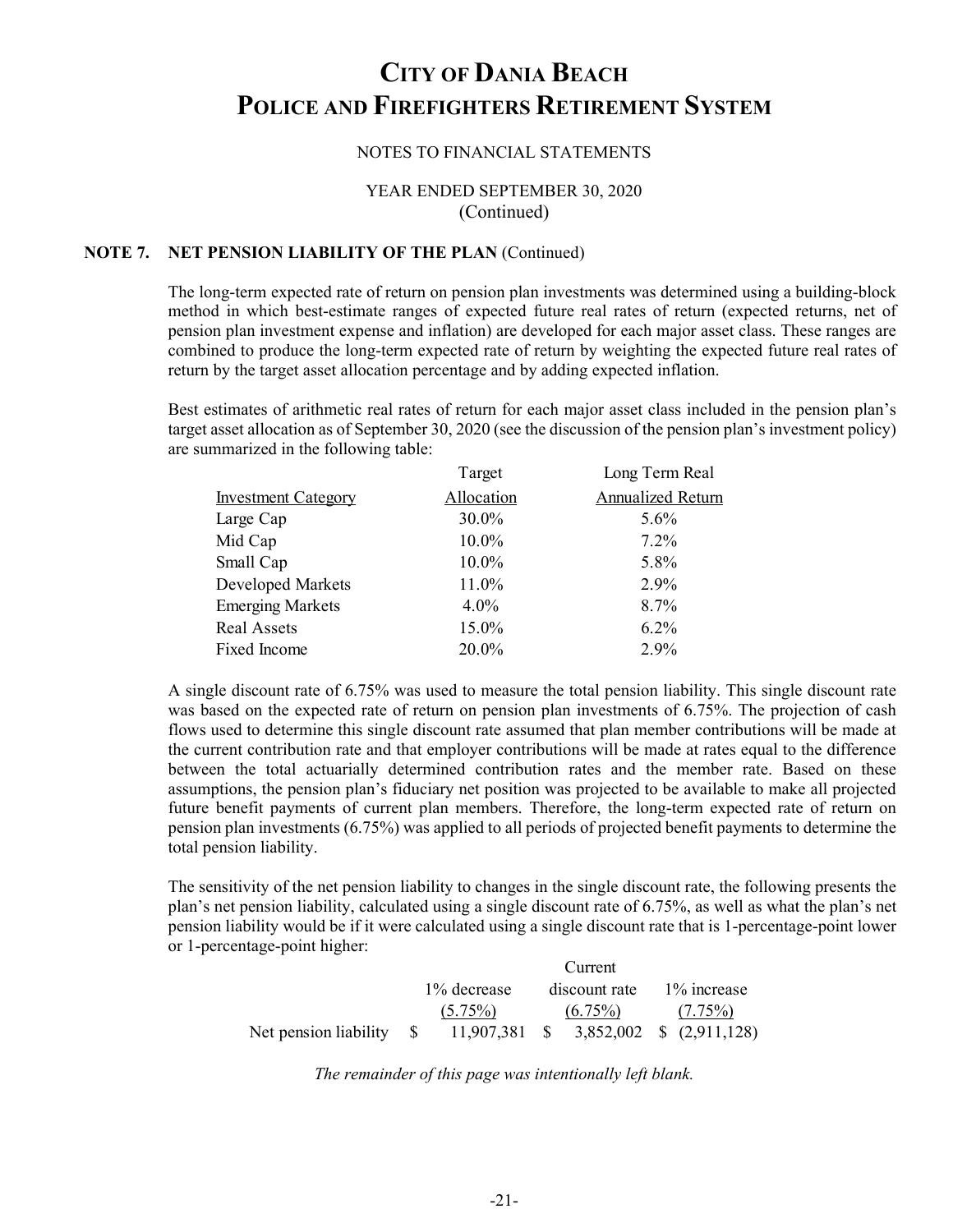# CITY OF DANIA BEACH
# POLICE AND FIREFIGHTERS RETIREMENT SYSTEM

NOTES TO FINANCIAL STATEMENTS

YEAR ENDED SEPTEMBER 30, 2020
(Continued)

## NOTE 7. NET PENSION LIABILITY OF THE PLAN (Continued)

The long-term expected rate of return on pension plan investments was determined using a building-block method in which best-estimate ranges of expected future real rates of return (expected returns, net of pension plan investment expense and inflation) are developed for each major asset class. These ranges are combined to produce the long-term expected rate of return by weighting the expected future real rates of return by the target asset allocation percentage and by adding expected inflation.

Best estimates of arithmetic real rates of return for each major asset class included in the pension plan's target asset allocation as of September 30, 2020 (see the discussion of the pension plan's investment policy) are summarized in the following table:

| Investment Category | Target Allocation | Long Term Real Annualized Return |
|---|---|---|
| Large Cap | 30.0% | 5.6% |
| Mid Cap | 10.0% | 7.2% |
| Small Cap | 10.0% | 5.8% |
| Developed Markets | 11.0% | 2.9% |
| Emerging Markets | 4.0% | 8.7% |
| Real Assets | 15.0% | 6.2% |
| Fixed Income | 20.0% | 2.9% |

A single discount rate of 6.75% was used to measure the total pension liability. This single discount rate was based on the expected rate of return on pension plan investments of 6.75%. The projection of cash flows used to determine this single discount rate assumed that plan member contributions will be made at the current contribution rate and that employer contributions will be made at rates equal to the difference between the total actuarially determined contribution rates and the member rate. Based on these assumptions, the pension plan's fiduciary net position was projected to be available to make all projected future benefit payments of current plan members. Therefore, the long-term expected rate of return on pension plan investments (6.75%) was applied to all periods of projected benefit payments to determine the total pension liability.

The sensitivity of the net pension liability to changes in the single discount rate, the following presents the plan's net pension liability, calculated using a single discount rate of 6.75%, as well as what the plan's net pension liability would be if it were calculated using a single discount rate that is 1-percentage-point lower or 1-percentage-point higher:

| | 1% decrease (5.75%) | Current discount rate (6.75%) | 1% increase (7.75%) |
|---|---|---|---|
| Net pension liability | $ 11,907,381 | $ 3,852,002 | $ (2,911,128) |

*The remainder of this page was intentionally left blank.*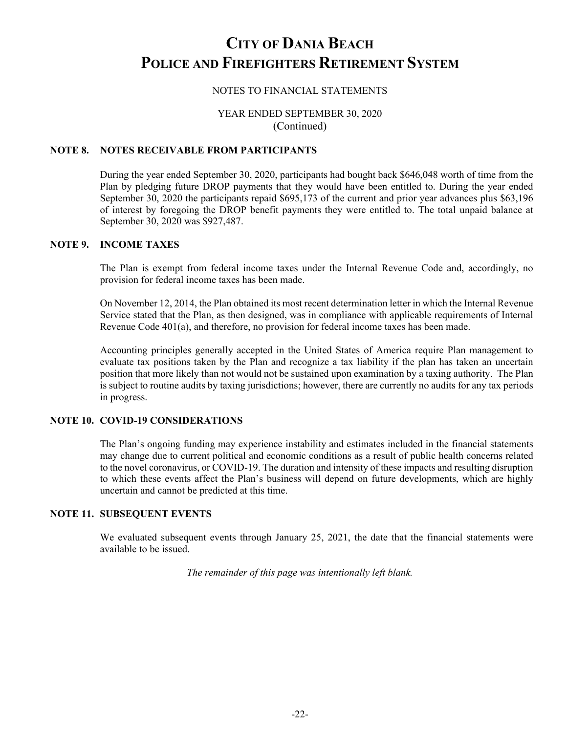# CITY OF DANIA BEACH POLICE AND FIREFIGHTERS RETIREMENT SYSTEM

NOTES TO FINANCIAL STATEMENTS

YEAR ENDED SEPTEMBER 30, 2020
(Continued)

## NOTE 8. NOTES RECEIVABLE FROM PARTICIPANTS

During the year ended September 30, 2020, participants had bought back $646,048 worth of time from the Plan by pledging future DROP payments that they would have been entitled to. During the year ended September 30, 2020 the participants repaid $695,173 of the current and prior year advances plus $63,196 of interest by foregoing the DROP benefit payments they were entitled to. The total unpaid balance at September 30, 2020 was $927,487.

## NOTE 9. INCOME TAXES

The Plan is exempt from federal income taxes under the Internal Revenue Code and, accordingly, no provision for federal income taxes has been made.

On November 12, 2014, the Plan obtained its most recent determination letter in which the Internal Revenue Service stated that the Plan, as then designed, was in compliance with applicable requirements of Internal Revenue Code 401(a), and therefore, no provision for federal income taxes has been made.

Accounting principles generally accepted in the United States of America require Plan management to evaluate tax positions taken by the Plan and recognize a tax liability if the plan has taken an uncertain position that more likely than not would not be sustained upon examination by a taxing authority. The Plan is subject to routine audits by taxing jurisdictions; however, there are currently no audits for any tax periods in progress.

## NOTE 10. COVID-19 CONSIDERATIONS

The Plan's ongoing funding may experience instability and estimates included in the financial statements may change due to current political and economic conditions as a result of public health concerns related to the novel coronavirus, or COVID-19. The duration and intensity of these impacts and resulting disruption to which these events affect the Plan's business will depend on future developments, which are highly uncertain and cannot be predicted at this time.

## NOTE 11. SUBSEQUENT EVENTS

We evaluated subsequent events through January 25, 2021, the date that the financial statements were available to be issued.

*The remainder of this page was intentionally left blank.*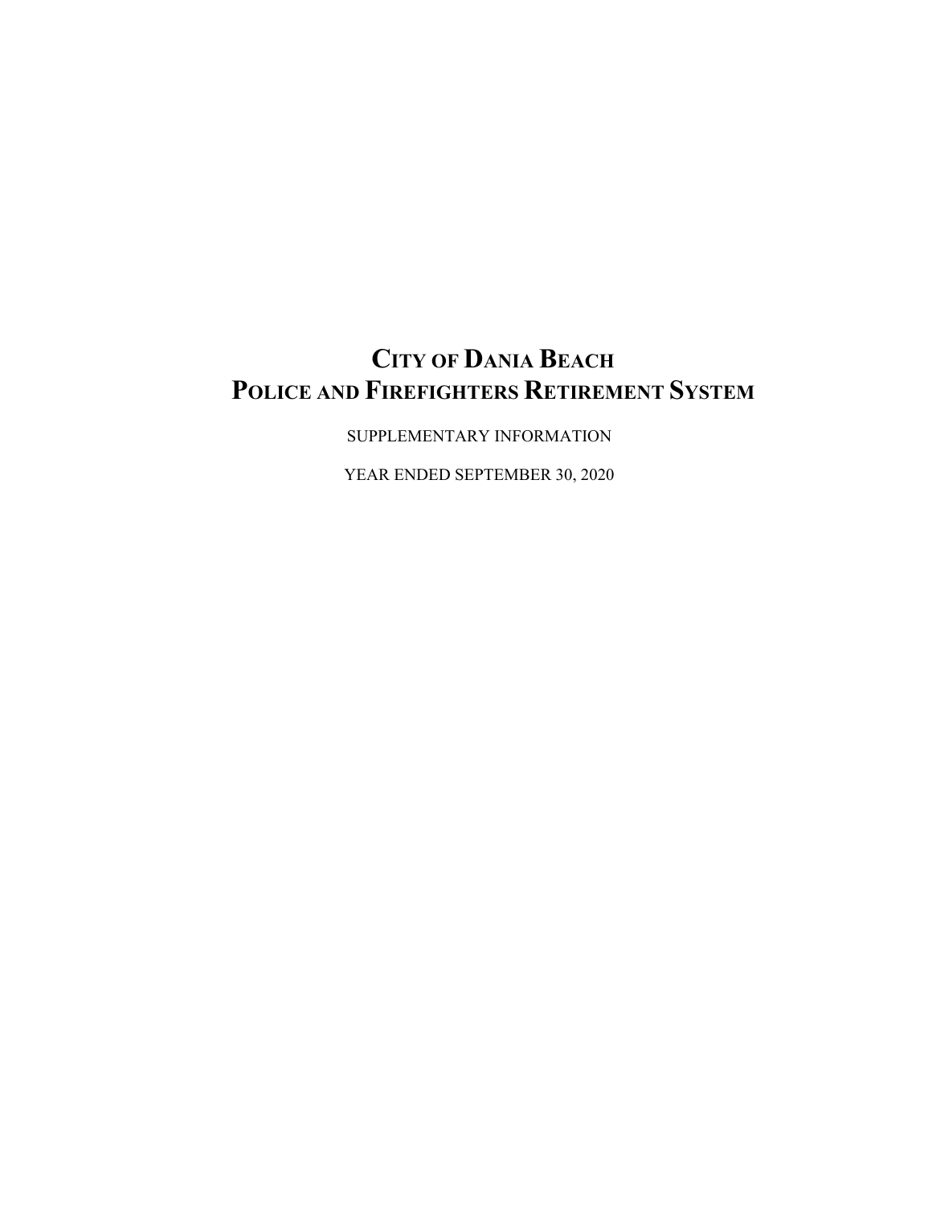# City of Dania Beach
# Police and Firefighters Retirement System

SUPPLEMENTARY INFORMATION

YEAR ENDED SEPTEMBER 30, 2020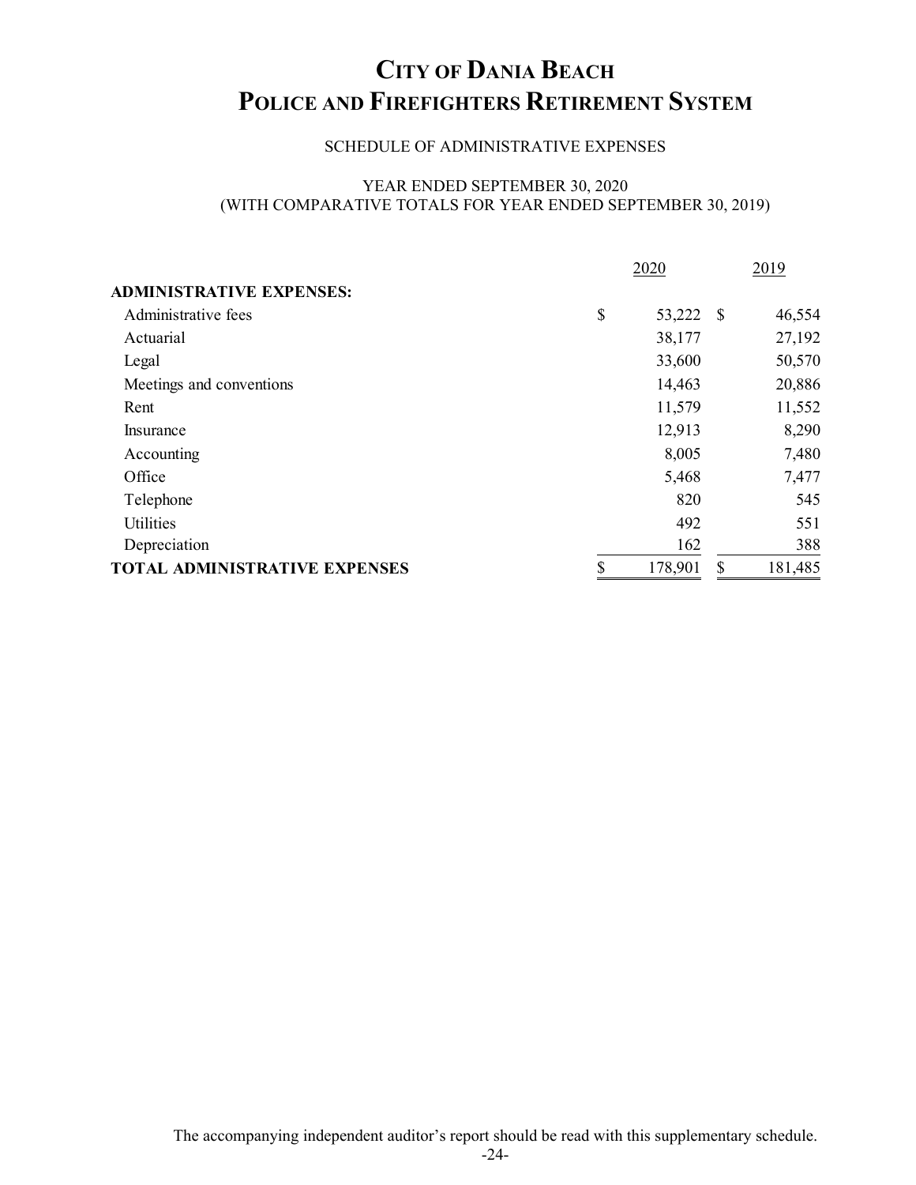# City of Dania Beach
# Police and Firefighters Retirement System

SCHEDULE OF ADMINISTRATIVE EXPENSES

YEAR ENDED SEPTEMBER 30, 2020
(WITH COMPARATIVE TOTALS FOR YEAR ENDED SEPTEMBER 30, 2019)

| | 2020 | 2019 |
|---|---|---|
| **ADMINISTRATIVE EXPENSES:** | | |
| Administrative fees | $ 53,222 | $ 46,554 |
| Actuarial | 38,177 | 27,192 |
| Legal | 33,600 | 50,570 |
| Meetings and conventions | 14,463 | 20,886 |
| Rent | 11,579 | 11,552 |
| Insurance | 12,913 | 8,290 |
| Accounting | 8,005 | 7,480 |
| Office | 5,468 | 7,477 |
| Telephone | 820 | 545 |
| Utilities | 492 | 551 |
| Depreciation | 162 | 388 |
| **TOTAL ADMINISTRATIVE EXPENSES** | $ 178,901 | $ 181,485 |

The accompanying independent auditor's report should be read with this supplementary schedule.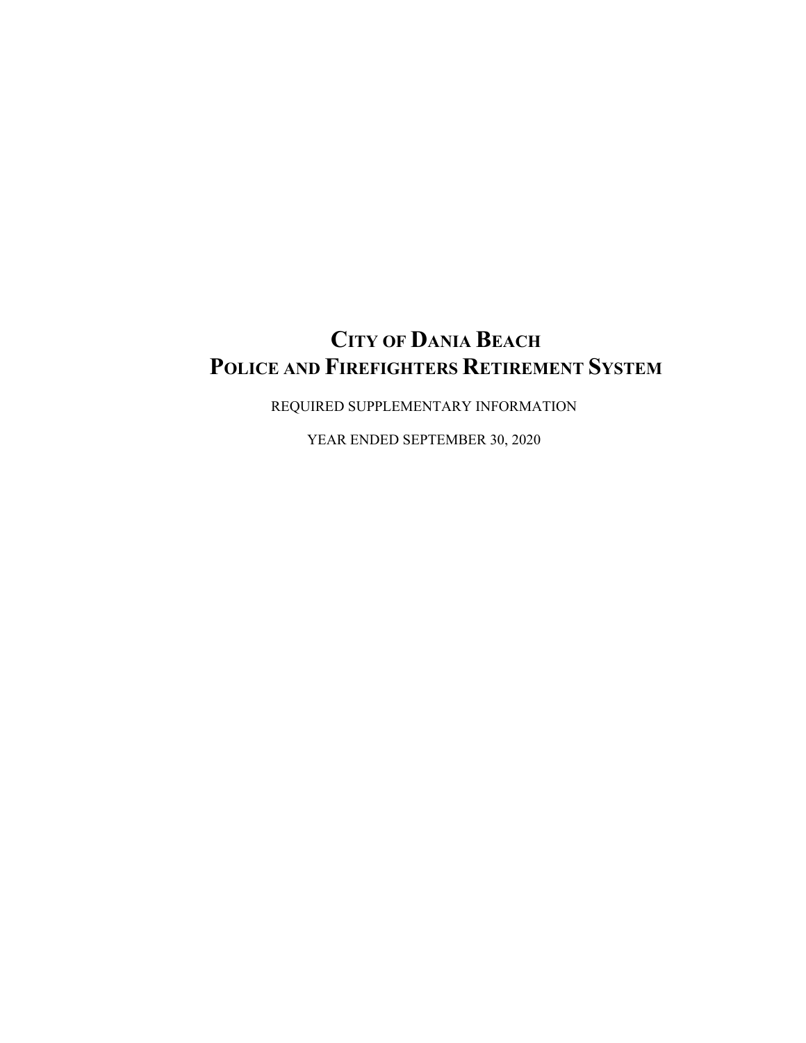# CITY OF DANIA BEACH
# POLICE AND FIREFIGHTERS RETIREMENT SYSTEM

REQUIRED SUPPLEMENTARY INFORMATION

YEAR ENDED SEPTEMBER 30, 2020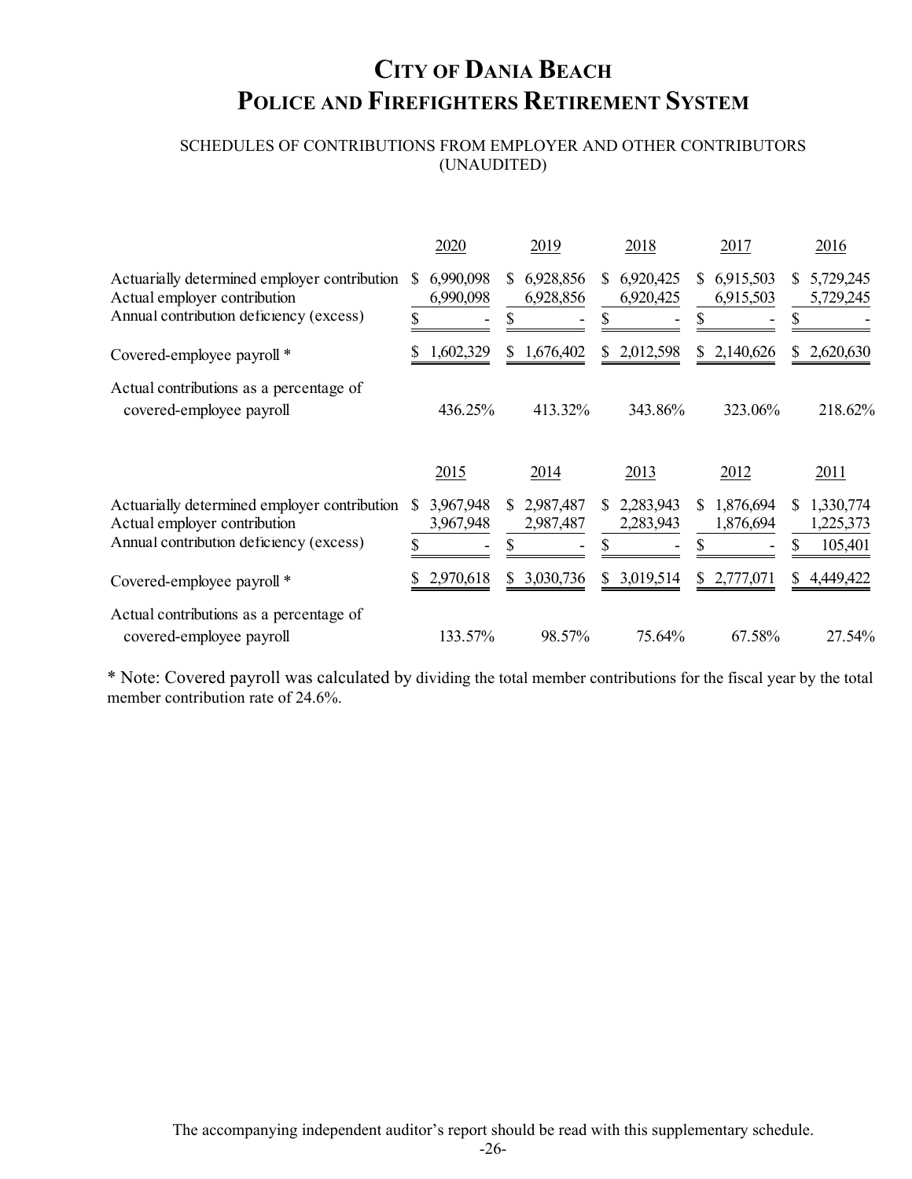# City of Dania Beach
# Police and Firefighters Retirement System

SCHEDULES OF CONTRIBUTIONS FROM EMPLOYER AND OTHER CONTRIBUTORS
(UNAUDITED)

| | 2020 | 2019 | 2018 | 2017 | 2016 |
|---|---|---|---|---|---|
| Actuarially determined employer contribution | $ 6,990,098 | $ 6,928,856 | $ 6,920,425 | $ 6,915,503 | $ 5,729,245 |
| Actual employer contribution | 6,990,098 | 6,928,856 | 6,920,425 | 6,915,503 | 5,729,245 |
| Annual contribution deficiency (excess) | $ - | $ - | $ - | $ - | $ - |
| Covered-employee payroll * | $ 1,602,329 | $ 1,676,402 | $ 2,012,598 | $ 2,140,626 | $ 2,620,630 |
| Actual contributions as a percentage of covered-employee payroll | 436.25% | 413.32% | 343.86% | 323.06% | 218.62% |

| | 2015 | 2014 | 2013 | 2012 | 2011 |
|---|---|---|---|---|---|
| Actuarially determined employer contribution | $ 3,967,948 | $ 2,987,487 | $ 2,283,943 | $ 1,876,694 | $ 1,330,774 |
| Actual employer contribution | 3,967,948 | 2,987,487 | 2,283,943 | 1,876,694 | 1,225,373 |
| Annual contribution deficiency (excess) | $ - | $ - | $ - | $ - | $ 105,401 |
| Covered-employee payroll * | $ 2,970,618 | $ 3,030,736 | $ 3,019,514 | $ 2,777,071 | $ 4,449,422 |
| Actual contributions as a percentage of covered-employee payroll | 133.57% | 98.57% | 75.64% | 67.58% | 27.54% |

* Note: Covered payroll was calculated by dividing the total member contributions for the fiscal year by the total member contribution rate of 24.6%.

The accompanying independent auditor's report should be read with this supplementary schedule.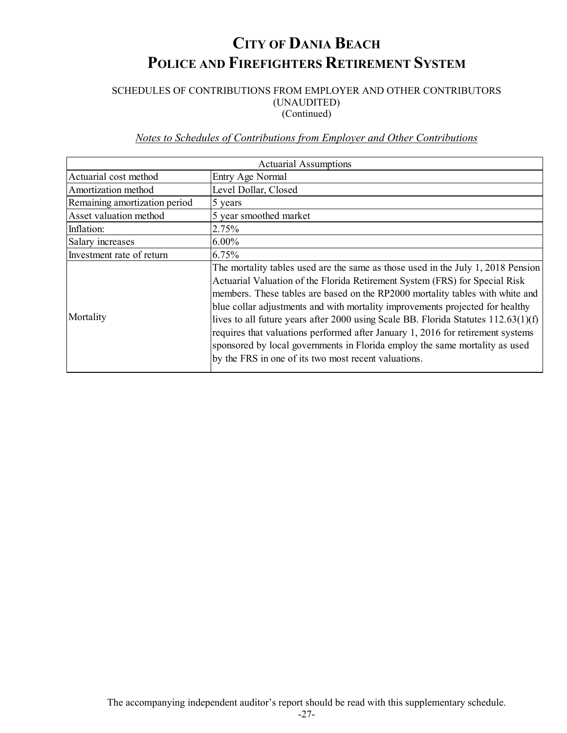# City of Dania Beach
# Police and Firefighters Retirement System

SCHEDULES OF CONTRIBUTIONS FROM EMPLOYER AND OTHER CONTRIBUTORS
(UNAUDITED)
(Continued)

*Notes to Schedules of Contributions from Employer and Other Contributions*

| Actuarial Assumptions | |
|---|---|
| Actuarial cost method | Entry Age Normal |
| Amortization method | Level Dollar, Closed |
| Remaining amortization period | 5 years |
| Asset valuation method | 5 year smoothed market |
| Inflation: | 2.75% |
| Salary increases | 6.00% |
| Investment rate of return | 6.75% |
| Mortality | The mortality tables used are the same as those used in the July 1, 2018 Pension Actuarial Valuation of the Florida Retirement System (FRS) for Special Risk members. These tables are based on the RP2000 mortality tables with white and blue collar adjustments and with mortality improvements projected for healthy lives to all future years after 2000 using Scale BB. Florida Statutes 112.63(1)(f) requires that valuations performed after January 1, 2016 for retirement systems sponsored by local governments in Florida employ the same mortality as used by the FRS in one of its two most recent valuations. |

The accompanying independent auditor's report should be read with this supplementary schedule.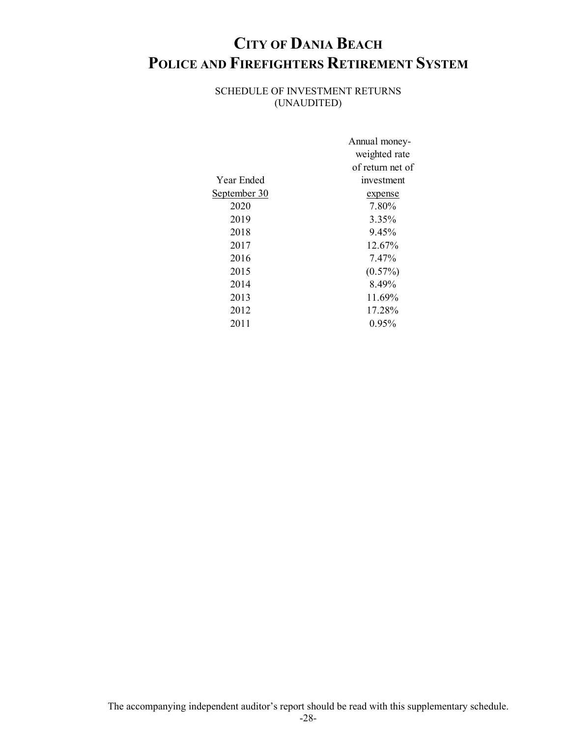# City of Dania Beach
# Police and Firefighters Retirement System

SCHEDULE OF INVESTMENT RETURNS
(UNAUDITED)

| Year Ended September 30 | Annual money-weighted rate of return net of investment expense |
|---|---|
| 2020 | 7.80% |
| 2019 | 3.35% |
| 2018 | 9.45% |
| 2017 | 12.67% |
| 2016 | 7.47% |
| 2015 | (0.57%) |
| 2014 | 8.49% |
| 2013 | 11.69% |
| 2012 | 17.28% |
| 2011 | 0.95% |

The accompanying independent auditor's report should be read with this supplementary schedule.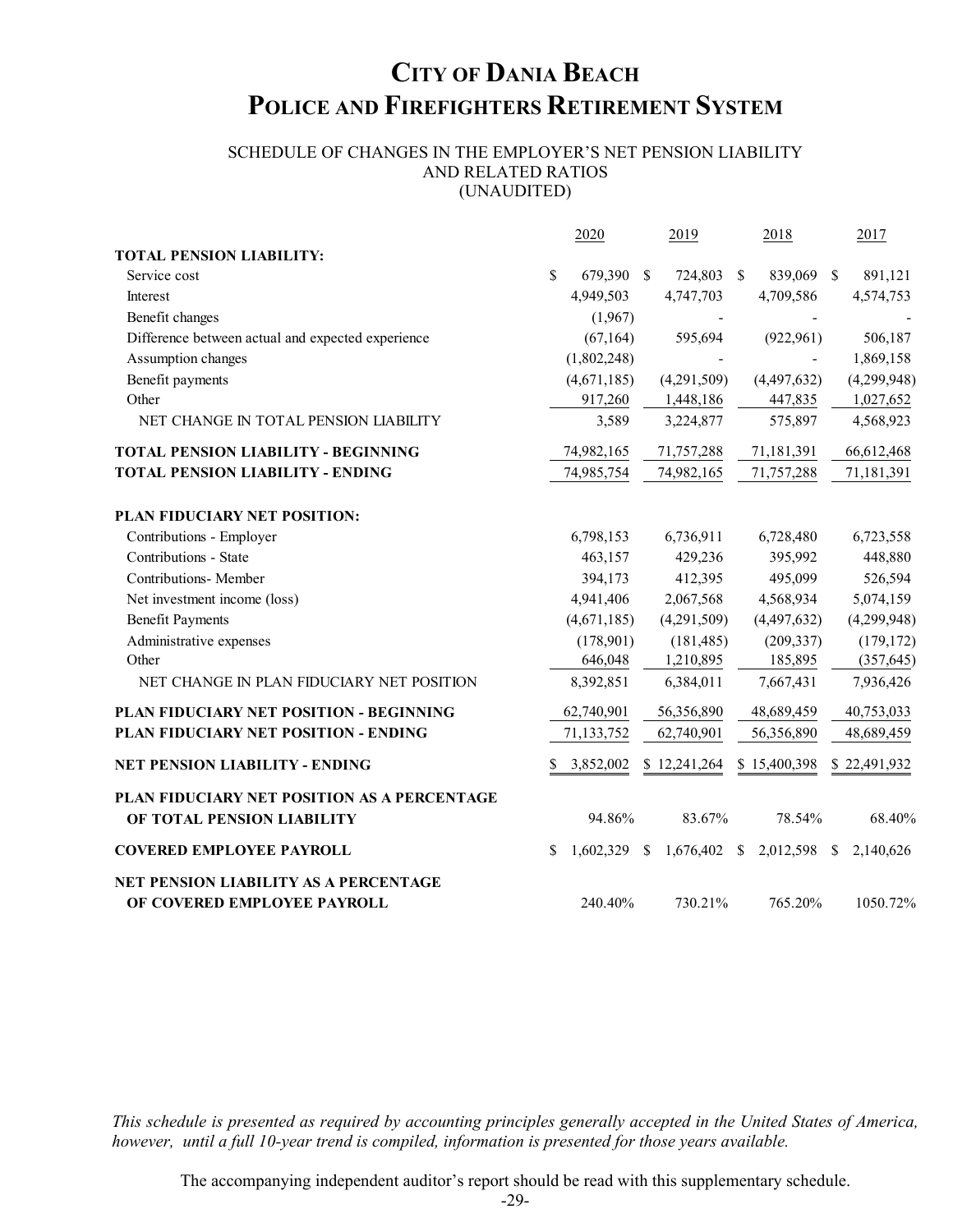# City of Dania Beach
# Police and Firefighters Retirement System

SCHEDULE OF CHANGES IN THE EMPLOYER'S NET PENSION LIABILITY
AND RELATED RATIOS
(UNAUDITED)

| | 2020 | 2019 | 2018 | 2017 |
|---|---|---|---|---|
| **TOTAL PENSION LIABILITY:** | | | | |
| Service cost | $ 679,390 | $ 724,803 | $ 839,069 | $ 891,121 |
| Interest | 4,949,503 | 4,747,703 | 4,709,586 | 4,574,753 |
| Benefit changes | (1,967) | - | - | - |
| Difference between actual and expected experience | (67,164) | 595,694 | (922,961) | 506,187 |
| Assumption changes | (1,802,248) | - | - | 1,869,158 |
| Benefit payments | (4,671,185) | (4,291,509) | (4,497,632) | (4,299,948) |
| Other | 917,260 | 1,448,186 | 447,835 | 1,027,652 |
| NET CHANGE IN TOTAL PENSION LIABILITY | 3,589 | 3,224,877 | 575,897 | 4,568,923 |
| **TOTAL PENSION LIABILITY - BEGINNING** | 74,982,165 | 71,757,288 | 71,181,391 | 66,612,468 |
| **TOTAL PENSION LIABILITY - ENDING** | 74,985,754 | 74,982,165 | 71,757,288 | 71,181,391 |
| **PLAN FIDUCIARY NET POSITION:** | | | | |
| Contributions - Employer | 6,798,153 | 6,736,911 | 6,728,480 | 6,723,558 |
| Contributions - State | 463,157 | 429,236 | 395,992 | 448,880 |
| Contributions- Member | 394,173 | 412,395 | 495,099 | 526,594 |
| Net investment income (loss) | 4,941,406 | 2,067,568 | 4,568,934 | 5,074,159 |
| Benefit Payments | (4,671,185) | (4,291,509) | (4,497,632) | (4,299,948) |
| Administrative expenses | (178,901) | (181,485) | (209,337) | (179,172) |
| Other | 646,048 | 1,210,895 | 185,895 | (357,645) |
| NET CHANGE IN PLAN FIDUCIARY NET POSITION | 8,392,851 | 6,384,011 | 7,667,431 | 7,936,426 |
| **PLAN FIDUCIARY NET POSITION - BEGINNING** | 62,740,901 | 56,356,890 | 48,689,459 | 40,753,033 |
| **PLAN FIDUCIARY NET POSITION - ENDING** | 71,133,752 | 62,740,901 | 56,356,890 | 48,689,459 |
| **NET PENSION LIABILITY - ENDING** | $ 3,852,002 | $ 12,241,264 | $ 15,400,398 | $ 22,491,932 |
| **PLAN FIDUCIARY NET POSITION AS A PERCENTAGE OF TOTAL PENSION LIABILITY** | 94.86% | 83.67% | 78.54% | 68.40% |
| **COVERED EMPLOYEE PAYROLL** | $ 1,602,329 | $ 1,676,402 | $ 2,012,598 | $ 2,140,626 |
| **NET PENSION LIABILITY AS A PERCENTAGE OF COVERED EMPLOYEE PAYROLL** | 240.40% | 730.21% | 765.20% | 1050.72% |

*This schedule is presented as required by accounting principles generally accepted in the United States of America, however, until a full 10-year trend is compiled, information is presented for those years available.*

The accompanying independent auditor's report should be read with this supplementary schedule.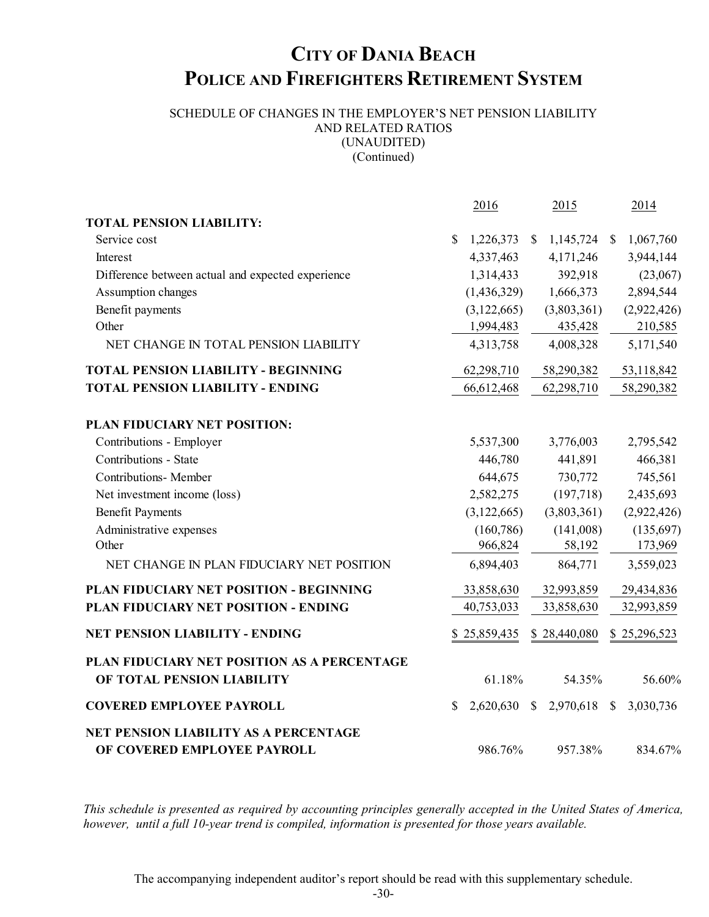# CITY OF DANIA BEACH
# POLICE AND FIREFIGHTERS RETIREMENT SYSTEM

SCHEDULE OF CHANGES IN THE EMPLOYER'S NET PENSION LIABILITY
AND RELATED RATIOS
(UNAUDITED)
(Continued)

| | 2016 | 2015 | 2014 |
|---|---|---|---|
| **TOTAL PENSION LIABILITY:** | | | |
| Service cost | $ 1,226,373 | $ 1,145,724 | $ 1,067,760 |
| Interest | 4,337,463 | 4,171,246 | 3,944,144 |
| Difference between actual and expected experience | 1,314,433 | 392,918 | (23,067) |
| Assumption changes | (1,436,329) | 1,666,373 | 2,894,544 |
| Benefit payments | (3,122,665) | (3,803,361) | (2,922,426) |
| Other | 1,994,483 | 435,428 | 210,585 |
| NET CHANGE IN TOTAL PENSION LIABILITY | 4,313,758 | 4,008,328 | 5,171,540 |
| **TOTAL PENSION LIABILITY - BEGINNING** | 62,298,710 | 58,290,382 | 53,118,842 |
| **TOTAL PENSION LIABILITY - ENDING** | 66,612,468 | 62,298,710 | 58,290,382 |
| **PLAN FIDUCIARY NET POSITION:** | | | |
| Contributions - Employer | 5,537,300 | 3,776,003 | 2,795,542 |
| Contributions - State | 446,780 | 441,891 | 466,381 |
| Contributions- Member | 644,675 | 730,772 | 745,561 |
| Net investment income (loss) | 2,582,275 | (197,718) | 2,435,693 |
| Benefit Payments | (3,122,665) | (3,803,361) | (2,922,426) |
| Administrative expenses | (160,786) | (141,008) | (135,697) |
| Other | 966,824 | 58,192 | 173,969 |
| NET CHANGE IN PLAN FIDUCIARY NET POSITION | 6,894,403 | 864,771 | 3,559,023 |
| **PLAN FIDUCIARY NET POSITION - BEGINNING** | 33,858,630 | 32,993,859 | 29,434,836 |
| **PLAN FIDUCIARY NET POSITION - ENDING** | 40,753,033 | 33,858,630 | 32,993,859 |
| **NET PENSION LIABILITY - ENDING** | $ 25,859,435 | $ 28,440,080 | $ 25,296,523 |
| **PLAN FIDUCIARY NET POSITION AS A PERCENTAGE OF TOTAL PENSION LIABILITY** | 61.18% | 54.35% | 56.60% |
| **COVERED EMPLOYEE PAYROLL** | $ 2,620,630 | $ 2,970,618 | $ 3,030,736 |
| **NET PENSION LIABILITY AS A PERCENTAGE OF COVERED EMPLOYEE PAYROLL** | 986.76% | 957.38% | 834.67% |

*This schedule is presented as required by accounting principles generally accepted in the United States of America, however, until a full 10-year trend is compiled, information is presented for those years available.*

The accompanying independent auditor's report should be read with this supplementary schedule.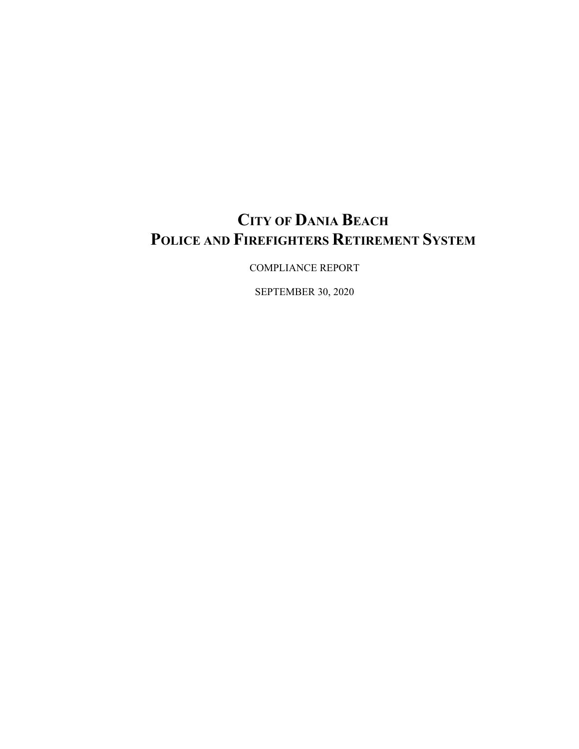# CITY OF DANIA BEACH
# POLICE AND FIREFIGHTERS RETIREMENT SYSTEM

COMPLIANCE REPORT

SEPTEMBER 30, 2020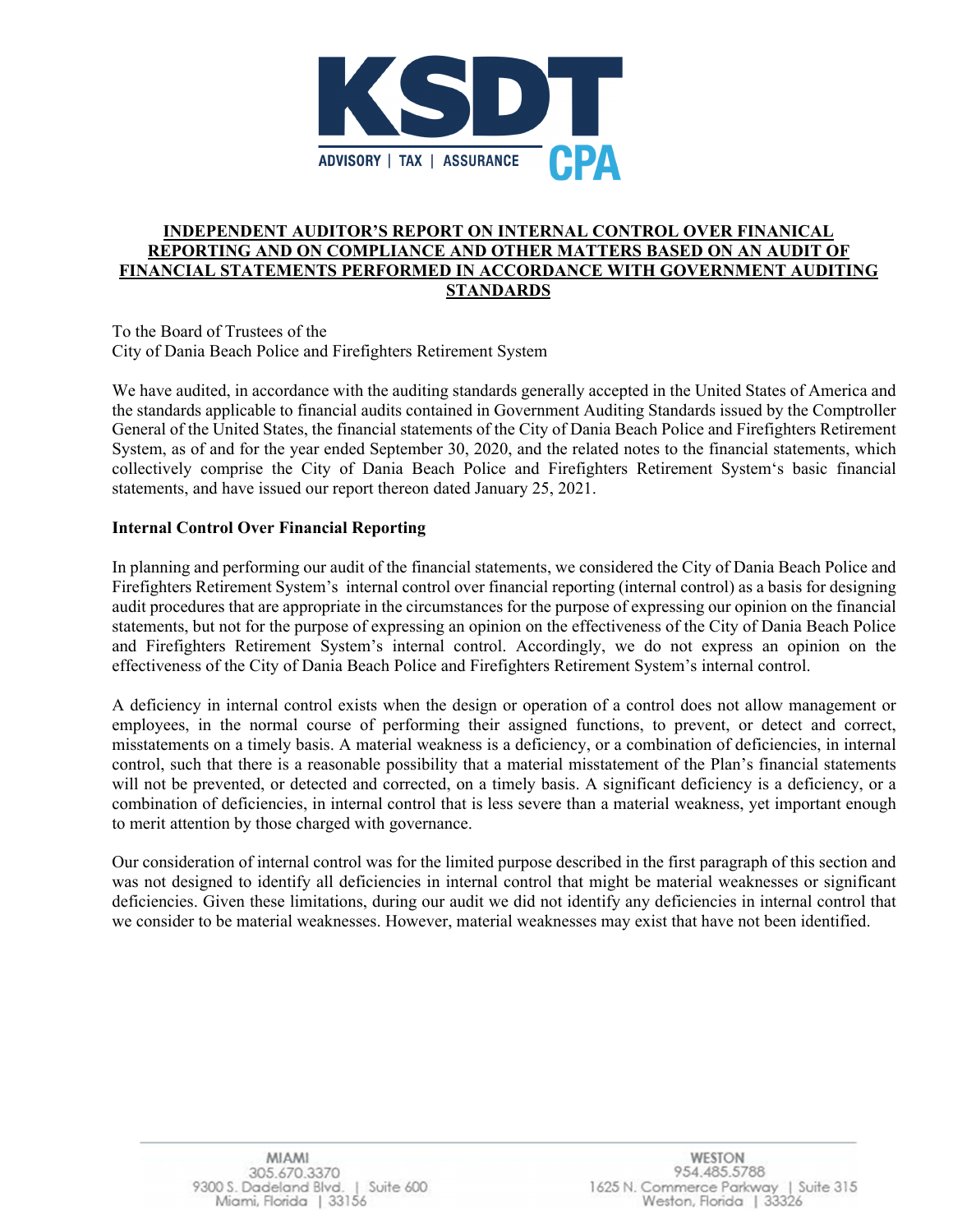# INDEPENDENT AUDITOR'S REPORT ON INTERNAL CONTROL OVER FINANICAL REPORTING AND ON COMPLIANCE AND OTHER MATTERS BASED ON AN AUDIT OF FINANCIAL STATEMENTS PERFORMED IN ACCORDANCE WITH GOVERNMENT AUDITING STANDARDS

To the Board of Trustees of the
City of Dania Beach Police and Firefighters Retirement System

We have audited, in accordance with the auditing standards generally accepted in the United States of America and the standards applicable to financial audits contained in Government Auditing Standards issued by the Comptroller General of the United States, the financial statements of the City of Dania Beach Police and Firefighters Retirement System, as of and for the year ended September 30, 2020, and the related notes to the financial statements, which collectively comprise the City of Dania Beach Police and Firefighters Retirement System's basic financial statements, and have issued our report thereon dated January 25, 2021.

**Internal Control Over Financial Reporting**

In planning and performing our audit of the financial statements, we considered the City of Dania Beach Police and Firefighters Retirement System's internal control over financial reporting (internal control) as a basis for designing audit procedures that are appropriate in the circumstances for the purpose of expressing our opinion on the financial statements, but not for the purpose of expressing an opinion on the effectiveness of the City of Dania Beach Police and Firefighters Retirement System's internal control. Accordingly, we do not express an opinion on the effectiveness of the City of Dania Beach Police and Firefighters Retirement System's internal control.

A deficiency in internal control exists when the design or operation of a control does not allow management or employees, in the normal course of performing their assigned functions, to prevent, or detect and correct, misstatements on a timely basis. A material weakness is a deficiency, or a combination of deficiencies, in internal control, such that there is a reasonable possibility that a material misstatement of the Plan's financial statements will not be prevented, or detected and corrected, on a timely basis. A significant deficiency is a deficiency, or a combination of deficiencies, in internal control that is less severe than a material weakness, yet important enough to merit attention by those charged with governance.

Our consideration of internal control was for the limited purpose described in the first paragraph of this section and was not designed to identify all deficiencies in internal control that might be material weaknesses or significant deficiencies. Given these limitations, during our audit we did not identify any deficiencies in internal control that we consider to be material weaknesses. However, material weaknesses may exist that have not been identified.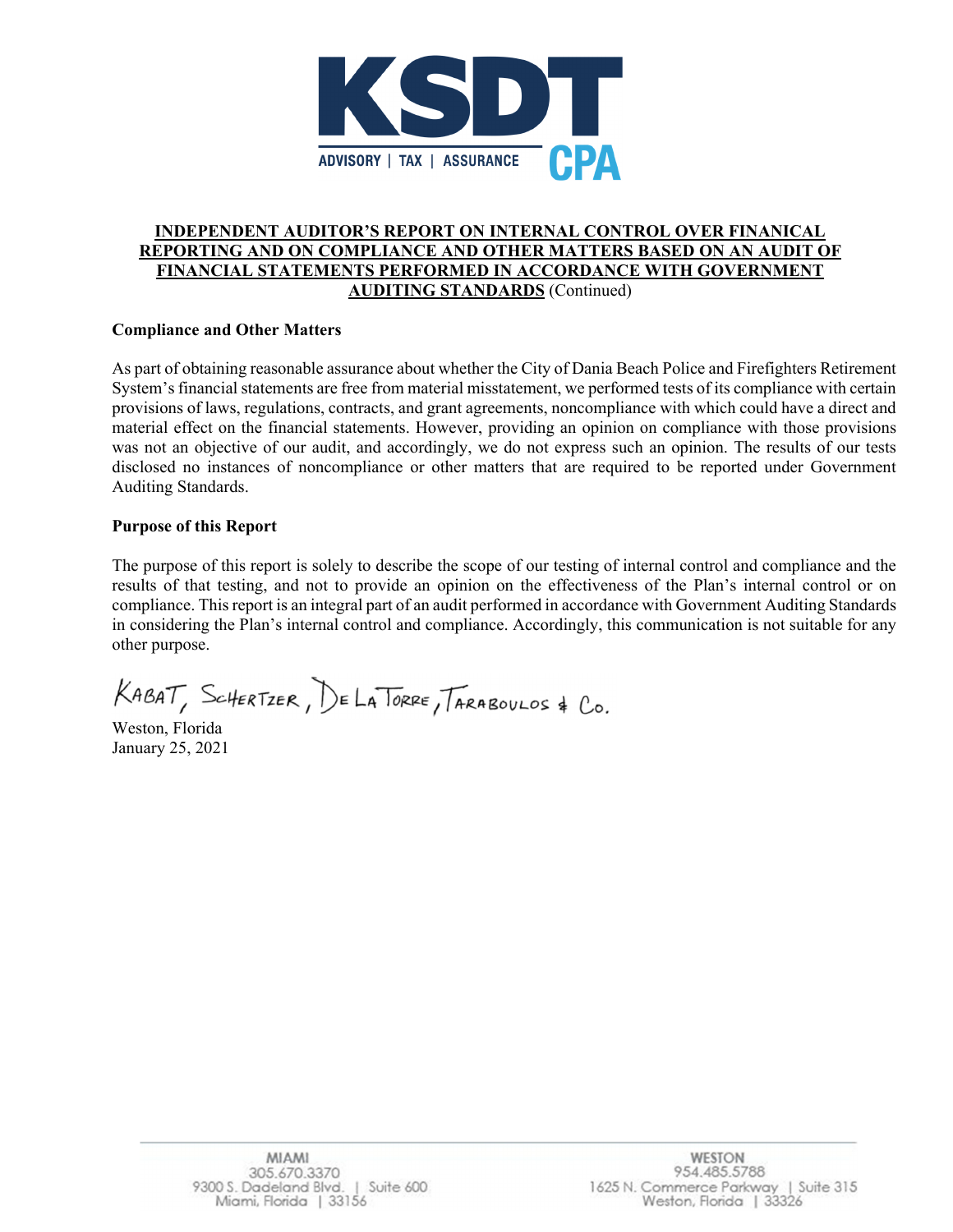**INDEPENDENT AUDITOR'S REPORT ON INTERNAL CONTROL OVER FINANICAL REPORTING AND ON COMPLIANCE AND OTHER MATTERS BASED ON AN AUDIT OF FINANCIAL STATEMENTS PERFORMED IN ACCORDANCE WITH GOVERNMENT AUDITING STANDARDS** (Continued)

**Compliance and Other Matters**

As part of obtaining reasonable assurance about whether the City of Dania Beach Police and Firefighters Retirement System's financial statements are free from material misstatement, we performed tests of its compliance with certain provisions of laws, regulations, contracts, and grant agreements, noncompliance with which could have a direct and material effect on the financial statements. However, providing an opinion on compliance with those provisions was not an objective of our audit, and accordingly, we do not express such an opinion. The results of our tests disclosed no instances of noncompliance or other matters that are required to be reported under Government Auditing Standards.

**Purpose of this Report**

The purpose of this report is solely to describe the scope of our testing of internal control and compliance and the results of that testing, and not to provide an opinion on the effectiveness of the Plan's internal control or on compliance. This report is an integral part of an audit performed in accordance with Government Auditing Standards in considering the Plan's internal control and compliance. Accordingly, this communication is not suitable for any other purpose.

KABAT, SCHERTZER, DE LA TORRE, TARABOULOS & CO.

Weston, Florida
January 25, 2021